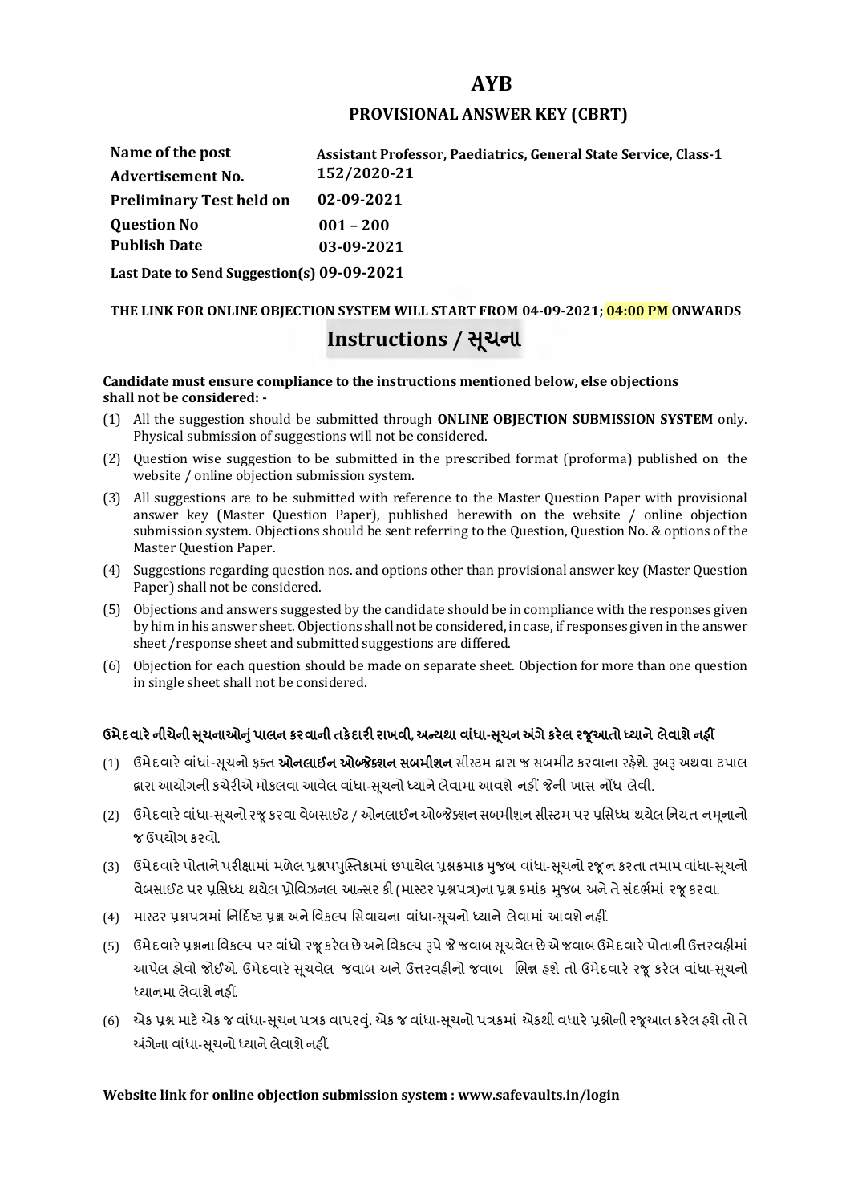# AYB

## PROVISIONAL ANSWER KEY (CBRT)

| | |
|---|---|
| **Name of the post** | **Assistant Professor, Paediatrics, General State Service, Class-1** |
| **Advertisement No.** | **152/2020-21** |
| **Preliminary Test held on** | **02-09-2021** |
| **Question No** | **001 – 200** |
| **Publish Date** | **03-09-2021** |
| **Last Date to Send Suggestion(s)** | **09-09-2021** |

**THE LINK FOR ONLINE OBJECTION SYSTEM WILL START FROM 04-09-2021; 04:00 PM ONWARDS**

## Instructions / સૂચના

**Candidate must ensure compliance to the instructions mentioned below, else objections shall not be considered: -**

(1) All the suggestion should be submitted through **ONLINE OBJECTION SUBMISSION SYSTEM** only. Physical submission of suggestions will not be considered.

(2) Question wise suggestion to be submitted in the prescribed format (proforma) published on the website / online objection submission system.

(3) All suggestions are to be submitted with reference to the Master Question Paper with provisional answer key (Master Question Paper), published herewith on the website / online objection submission system. Objections should be sent referring to the Question, Question No. & options of the Master Question Paper.

(4) Suggestions regarding question nos. and options other than provisional answer key (Master Question Paper) shall not be considered.

(5) Objections and answers suggested by the candidate should be in compliance with the responses given by him in his answer sheet. Objections shall not be considered, in case, if responses given in the answer sheet /response sheet and submitted suggestions are differed.

(6) Objection for each question should be made on separate sheet. Objection for more than one question in single sheet shall not be considered.

**ઉમેદવારે નીચેની સૂચનાઓનું પાલન કરવાની તકેદારી રાખવી, અન્યથા વાંધા-સૂચન અંગે કરેલ રજૂઆતો ધ્યાને લેવાશે નહીં**

(1) ઉમેદવારે વાંધાં-સૂચનો ફક્ત **ઓનલાઈન ઓબ્જેક્શન સબમીશન** સીસ્ટમ દ્વારા જ સબમીટ કરવાના રહેશે. રૂબરૂ અથવા ટપાલ દ્વારા આયોગની કચેરીએ મોકલવા આવેલ વાંધા-સૂચનો ધ્યાને લેવામા આવશે નહીં જેની ખાસ નોંધ લેવી.

(2) ઉમેદવારે વાંધા-સૂચનો રજૂ કરવા વેબસાઈટ / ઓનલાઈન ઓબ્જેક્શન સબમીશન સીસ્ટમ પર પ્રસિધ્ધ થયેલ નિયત નમૂનાનો જ ઉપયોગ કરવો.

(3) ઉમેદવારે પોતાને પરીક્ષામાં મળેલ પ્રશ્નપુસ્તિકામાં છપાયેલ પ્રશ્નક્રમાક મુજબ વાંધા-સૂચનો રજૂ ન કરતા તમામ વાંધા-સૂચનો વેબસાઈટ પર પ્રસિધ્ધ થયેલ પ્રોવિઝનલ આન્સર કી (માસ્ટર પ્રશ્નપત્ર)ના પ્રશ્ન ક્રમાંક મુજબ અને તે સંદર્ભમાં રજૂ કરવા.

(4) માસ્ટર પ્રશ્નપત્રમાં નિર્દિષ્ટ પ્રશ્ન અને વિકલ્પ સિવાયના વાંધા-સૂચનો ધ્યાને લેવામાં આવશે નહીં.

(5) ઉમેદવારે પ્રશ્નના વિકલ્પ પર વાંધો રજૂ કરેલ છે અને વિકલ્પ રૂપે જે જવાબ સૂચવેલ છે એ જવાબ ઉમેદવારે પોતાની ઉત્તરવહીમાં આપેલ હોવો જોઈએ. ઉમેદવારે સૂચવેલ જવાબ અને ઉત્તરવહીનો જવાબ ભિન્ન હશે તો ઉમેદવારે રજૂ કરેલ વાંધા-સૂચનો ધ્યાનમા લેવાશે નહીં.

(6) એક પ્રશ્ન માટે એક જ વાંધા-સૂચન પત્રક વાપરવું. એક જ વાંધા-સૂચનો પત્રકમાં એકથી વધારે પ્રશ્નોની રજૂઆત કરેલ હશે તો તે અંગેના વાંધા-સૂચનો ધ્યાને લેવાશે નહીં.

**Website link for online objection submission system : www.safevaults.in/login**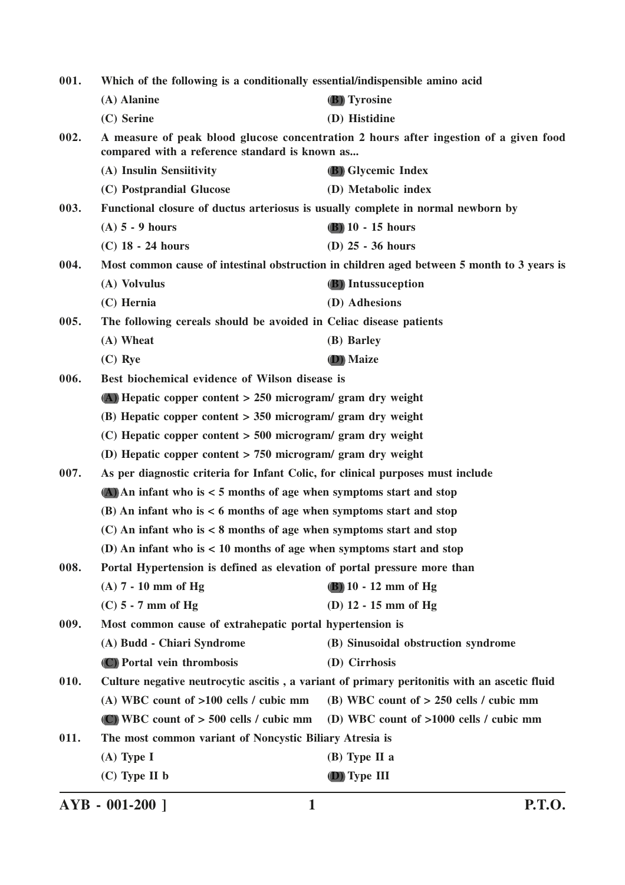001. Which of the following is a conditionally essential/indispensible amino acid

(A) Alanine
(B) Tyrosine
(C) Serine
(D) Histidine

002. A measure of peak blood glucose concentration 2 hours after ingestion of a given food compared with a reference standard is known as...

(A) Insulin Sensiitivity
(B) Glycemic Index
(C) Postprandial Glucose
(D) Metabolic index

003. Functional closure of ductus arteriosus is usually complete in normal newborn by

(A) 5 - 9 hours
(B) 10 - 15 hours
(C) 18 - 24 hours
(D) 25 - 36 hours

004. Most common cause of intestinal obstruction in children aged between 5 month to 3 years is

(A) Volvulus
(B) Intussuception
(C) Hernia
(D) Adhesions

005. The following cereals should be avoided in Celiac disease patients

(A) Wheat
(B) Barley
(C) Rye
(D) Maize

006. Best biochemical evidence of Wilson disease is

(A) Hepatic copper content > 250 microgram/ gram dry weight
(B) Hepatic copper content > 350 microgram/ gram dry weight
(C) Hepatic copper content > 500 microgram/ gram dry weight
(D) Hepatic copper content > 750 microgram/ gram dry weight

007. As per diagnostic criteria for Infant Colic, for clinical purposes must include

(A) An infant who is < 5 months of age when symptoms start and stop
(B) An infant who is < 6 months of age when symptoms start and stop
(C) An infant who is < 8 months of age when symptoms start and stop
(D) An infant who is < 10 months of age when symptoms start and stop

008. Portal Hypertension is defined as elevation of portal pressure more than

(A) 7 - 10 mm of Hg
(B) 10 - 12 mm of Hg
(C) 5 - 7 mm of Hg
(D) 12 - 15 mm of Hg

009. Most common cause of extrahepatic portal hypertension is

(A) Budd - Chiari Syndrome
(B) Sinusoidal obstruction syndrome
(C) Portal vein thrombosis
(D) Cirrhosis

010. Culture negative neutrocytic ascitis , a variant of primary peritonitis with an ascetic fluid

(A) WBC count of >100 cells / cubic mm
(B) WBC count of > 250 cells / cubic mm
(C) WBC count of > 500 cells / cubic mm
(D) WBC count of >1000 cells / cubic mm

011. The most common variant of Noncystic Biliary Atresia is

(A) Type I
(B) Type II a
(C) Type II b
(D) Type III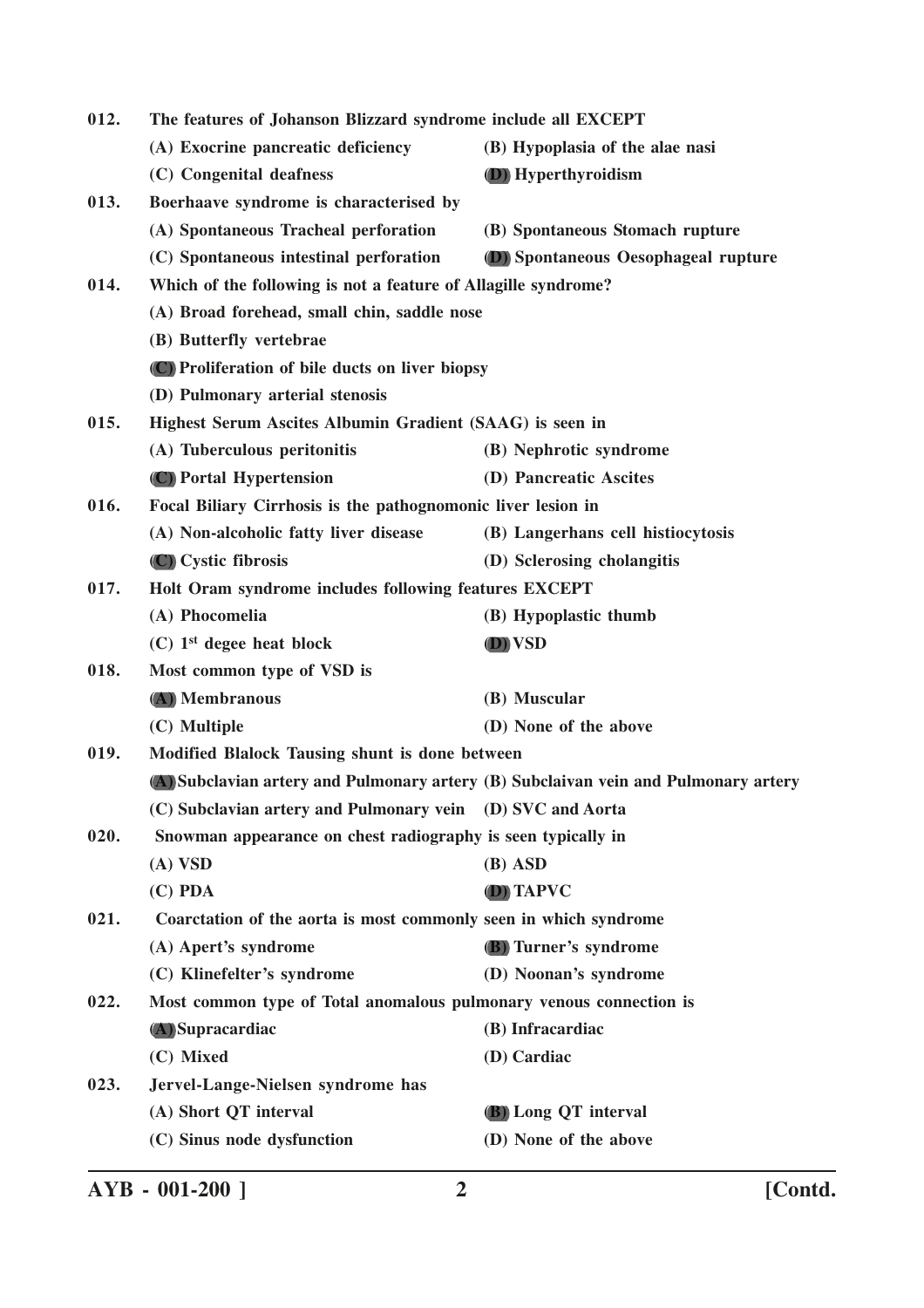**012.** **The features of Johanson Blizzard syndrome include all EXCEPT**

(A) Exocrine pancreatic deficiency  
(B) Hypoplasia of the alae nasi  
(C) Congenital deafness  
**(D)** Hyperthyroidism

**013.** **Boerhaave syndrome is characterised by**

(A) Spontaneous Tracheal perforation  
(B) Spontaneous Stomach rupture  
(C) Spontaneous intestinal perforation  
**(D)** Spontaneous Oesophageal rupture

**014.** **Which of the following is not a feature of Allagille syndrome?**

(A) Broad forehead, small chin, saddle nose  
(B) Butterfly vertebrae  
**(C)** Proliferation of bile ducts on liver biopsy  
(D) Pulmonary arterial stenosis

**015.** **Highest Serum Ascites Albumin Gradient (SAAG) is seen in**

(A) Tuberculous peritonitis  
(B) Nephrotic syndrome  
**(C)** Portal Hypertension  
(D) Pancreatic Ascites

**016.** **Focal Biliary Cirrhosis is the pathognomonic liver lesion in**

(A) Non-alcoholic fatty liver disease  
(B) Langerhans cell histiocytosis  
**(C)** Cystic fibrosis  
(D) Sclerosing cholangitis

**017.** **Holt Oram syndrome includes following features EXCEPT**

(A) Phocomelia  
(B) Hypoplastic thumb  
(C) 1st degee heat block  
**(D)** VSD

**018.** **Most common type of VSD is**

**(A)** Membranous  
(B) Muscular  
(C) Multiple  
(D) None of the above

**019.** **Modified Blalock Tausing shunt is done between**

**(A)** Subclavian artery and Pulmonary artery  
(B) Subclaivan vein and Pulmonary artery  
(C) Subclavian artery and Pulmonary vein  
(D) SVC and Aorta

**020.** **Snowman appearance on chest radiography is seen typically in**

(A) VSD  
(B) ASD  
(C) PDA  
**(D)** TAPVC

**021.** **Coarctation of the aorta is most commonly seen in which syndrome**

(A) Apert's syndrome  
**(B)** Turner's syndrome  
(C) Klinefelter's syndrome  
(D) Noonan's syndrome

**022.** **Most common type of Total anomalous pulmonary venous connection is**

**(A)** Supracardiac  
(B) Infracardiac  
(C) Mixed  
(D) Cardiac

**023.** **Jervel-Lange-Nielsen syndrome has**

(A) Short QT interval  
**(B)** Long QT interval  
(C) Sinus node dysfunction  
(D) None of the above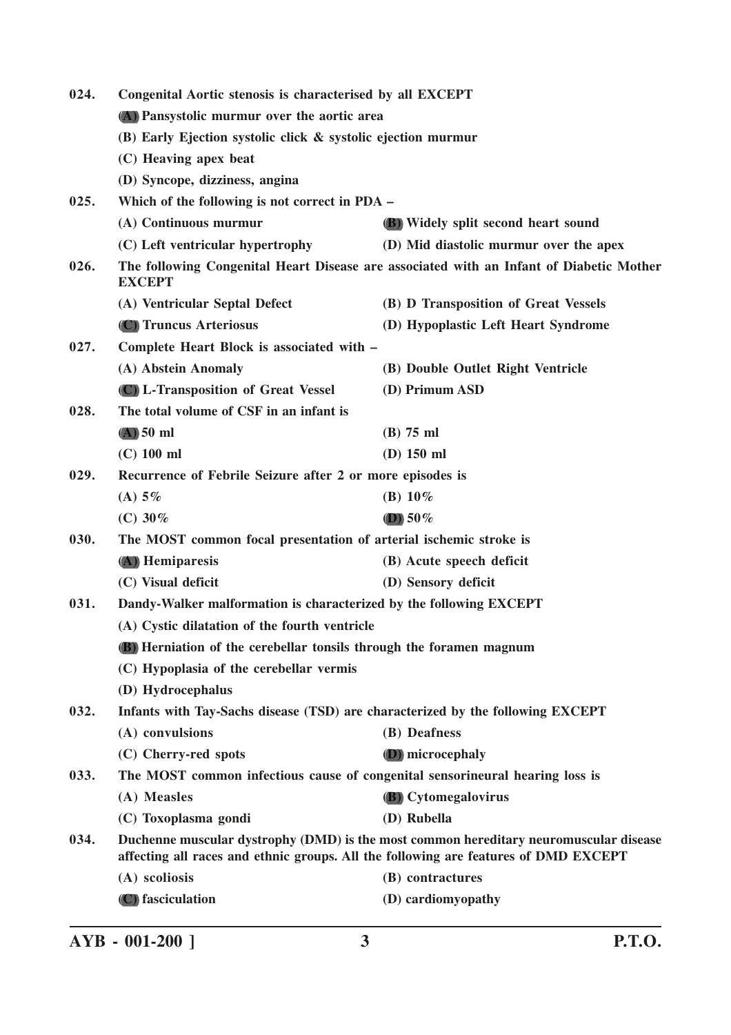024. **Congenital Aortic stenosis is characterised by all EXCEPT**

(A) Pansystolic murmur over the aortic area

(B) Early Ejection systolic click & systolic ejection murmur

(C) Heaving apex beat

(D) Syncope, dizziness, angina

025. **Which of the following is not correct in PDA –**

(A) Continuous murmur

(B) Widely split second heart sound

(C) Left ventricular hypertrophy

(D) Mid diastolic murmur over the apex

026. **The following Congenital Heart Disease are associated with an Infant of Diabetic Mother EXCEPT**

(A) Ventricular Septal Defect

(B) D Transposition of Great Vessels

(C) Truncus Arteriosus

(D) Hypoplastic Left Heart Syndrome

027. **Complete Heart Block is associated with –**

(A) Abstein Anomaly

(B) Double Outlet Right Ventricle

(C) L-Transposition of Great Vessel

(D) Primum ASD

028. **The total volume of CSF in an infant is**

(A) 50 ml

(B) 75 ml

(C) 100 ml

(D) 150 ml

029. **Recurrence of Febrile Seizure after 2 or more episodes is**

(A) 5%

(B) 10%

(C) 30%

(D) 50%

030. **The MOST common focal presentation of arterial ischemic stroke is**

(A) Hemiparesis

(B) Acute speech deficit

(C) Visual deficit

(D) Sensory deficit

031. **Dandy-Walker malformation is characterized by the following EXCEPT**

(A) Cystic dilatation of the fourth ventricle

(B) Herniation of the cerebellar tonsils through the foramen magnum

(C) Hypoplasia of the cerebellar vermis

(D) Hydrocephalus

032. **Infants with Tay-Sachs disease (TSD) are characterized by the following EXCEPT**

(A) convulsions

(B) Deafness

(C) Cherry-red spots

(D) microcephaly

033. **The MOST common infectious cause of congenital sensorineural hearing loss is**

(A) Measles

(B) Cytomegalovirus

(C) Toxoplasma gondi

(D) Rubella

034. **Duchenne muscular dystrophy (DMD) is the most common hereditary neuromuscular disease affecting all races and ethnic groups. All the following are features of DMD EXCEPT**

(A) scoliosis

(B) contractures

(C) fasciculation

(D) cardiomyopathy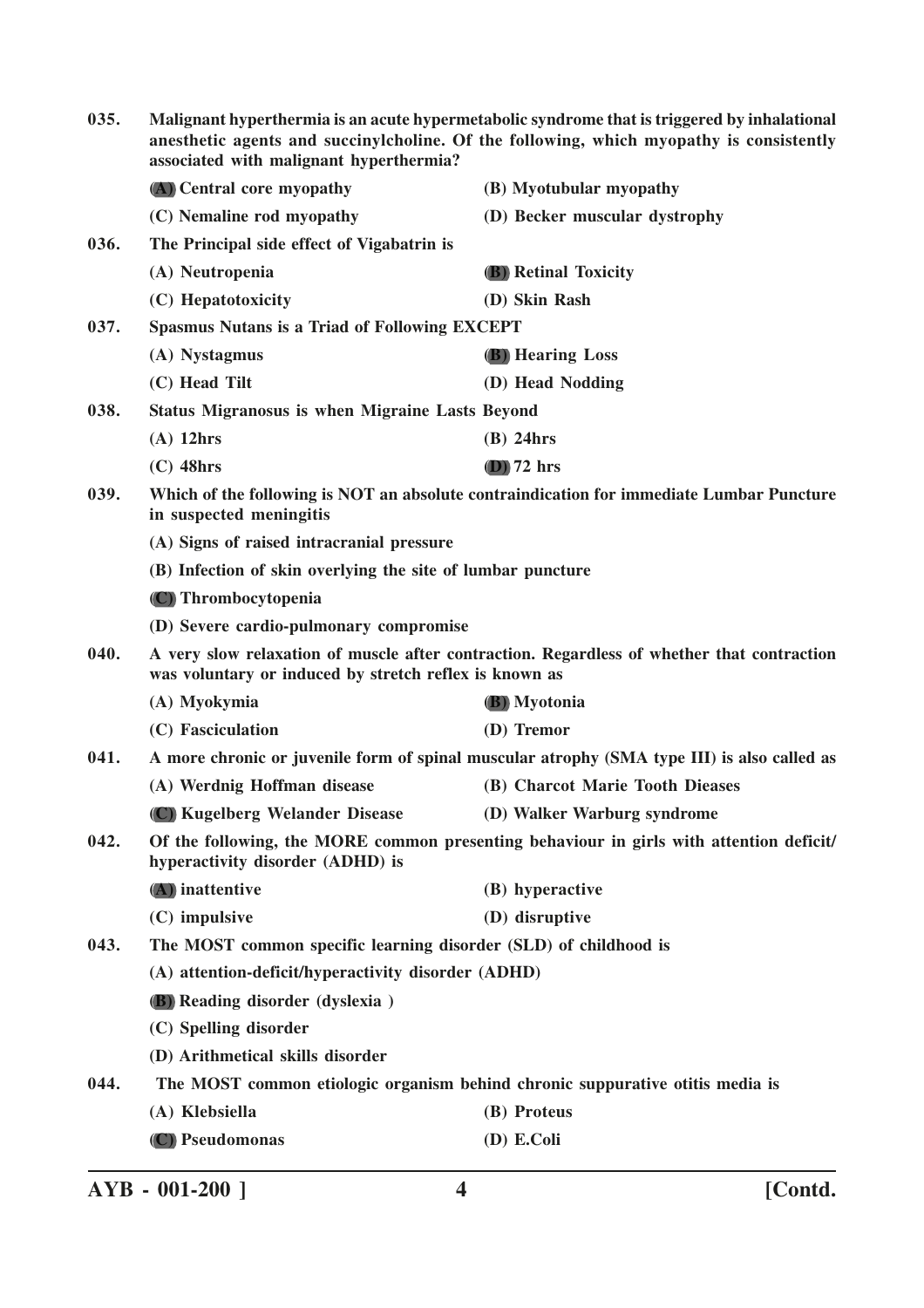035. Malignant hyperthermia is an acute hypermetabolic syndrome that is triggered by inhalational anesthetic agents and succinylcholine. Of the following, which myopathy is consistently associated with malignant hyperthermia?

(A) Central core myopathy
(B) Myotubular myopathy
(C) Nemaline rod myopathy
(D) Becker muscular dystrophy

036. The Principal side effect of Vigabatrin is

(A) Neutropenia
(B) Retinal Toxicity
(C) Hepatotoxicity
(D) Skin Rash

037. Spasmus Nutans is a Triad of Following EXCEPT

(A) Nystagmus
(B) Hearing Loss
(C) Head Tilt
(D) Head Nodding

038. Status Migranosus is when Migraine Lasts Beyond

(A) 12hrs
(B) 24hrs
(C) 48hrs
(D) 72 hrs

039. Which of the following is NOT an absolute contraindication for immediate Lumbar Puncture in suspected meningitis

(A) Signs of raised intracranial pressure
(B) Infection of skin overlying the site of lumbar puncture
(C) Thrombocytopenia
(D) Severe cardio-pulmonary compromise

040. A very slow relaxation of muscle after contraction. Regardless of whether that contraction was voluntary or induced by stretch reflex is known as

(A) Myokymia
(B) Myotonia
(C) Fasciculation
(D) Tremor

041. A more chronic or juvenile form of spinal muscular atrophy (SMA type III) is also called as

(A) Werdnig Hoffman disease
(B) Charcot Marie Tooth Dieases
(C) Kugelberg Welander Disease
(D) Walker Warburg syndrome

042. Of the following, the MORE common presenting behaviour in girls with attention deficit/hyperactivity disorder (ADHD) is

(A) inattentive
(B) hyperactive
(C) impulsive
(D) disruptive

043. The MOST common specific learning disorder (SLD) of childhood is

(A) attention-deficit/hyperactivity disorder (ADHD)
(B) Reading disorder (dyslexia )
(C) Spelling disorder
(D) Arithmetical skills disorder

044. The MOST common etiologic organism behind chronic suppurative otitis media is

(A) Klebsiella
(B) Proteus
(C) Pseudomonas
(D) E.Coli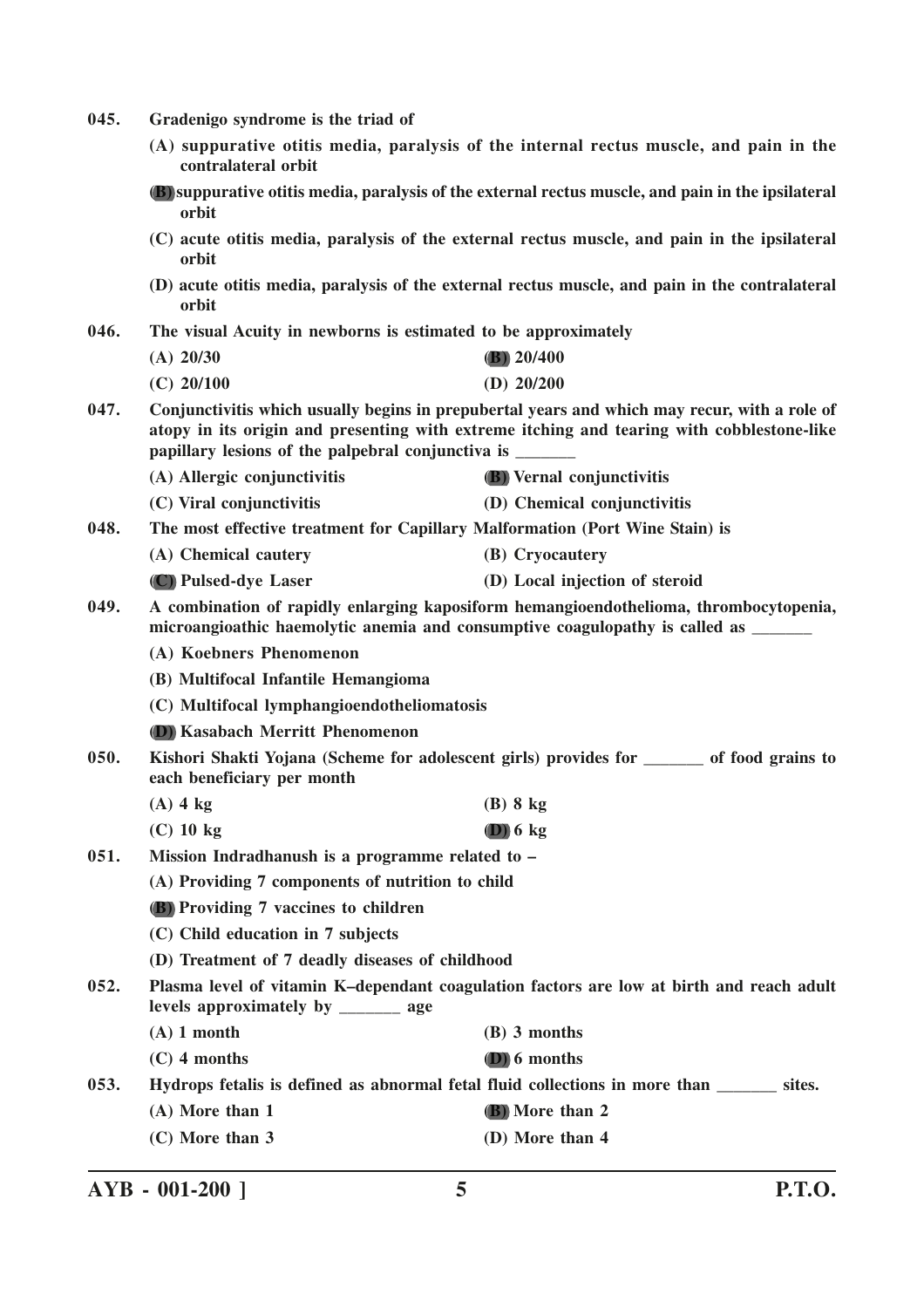045. Gradenigo syndrome is the triad of

(A) suppurative otitis media, paralysis of the internal rectus muscle, and pain in the contralateral orbit

(B) suppurative otitis media, paralysis of the external rectus muscle, and pain in the ipsilateral orbit

(C) acute otitis media, paralysis of the external rectus muscle, and pain in the ipsilateral orbit

(D) acute otitis media, paralysis of the external rectus muscle, and pain in the contralateral orbit

046. The visual Acuity in newborns is estimated to be approximately

(A) 20/30
(B) 20/400
(C) 20/100
(D) 20/200

047. Conjunctivitis which usually begins in prepubertal years and which may recur, with a role of atopy in its origin and presenting with extreme itching and tearing with cobblestone-like papillary lesions of the palpebral conjunctiva is _______

(A) Allergic conjunctivitis
(B) Vernal conjunctivitis
(C) Viral conjunctivitis
(D) Chemical conjunctivitis

048. The most effective treatment for Capillary Malformation (Port Wine Stain) is

(A) Chemical cautery
(B) Cryocautery
(C) Pulsed-dye Laser
(D) Local injection of steroid

049. A combination of rapidly enlarging kaposiform hemangioendothelioma, thrombocytopenia, microangioathic haemolytic anemia and consumptive coagulopathy is called as _______

(A) Koebners Phenomenon
(B) Multifocal Infantile Hemangioma
(C) Multifocal lymphangioendotheliomatosis
(D) Kasabach Merritt Phenomenon

050. Kishori Shakti Yojana (Scheme for adolescent girls) provides for _______ of food grains to each beneficiary per month

(A) 4 kg
(B) 8 kg
(C) 10 kg
(D) 6 kg

051. Mission Indradhanush is a programme related to –

(A) Providing 7 components of nutrition to child
(B) Providing 7 vaccines to children
(C) Child education in 7 subjects
(D) Treatment of 7 deadly diseases of childhood

052. Plasma level of vitamin K–dependant coagulation factors are low at birth and reach adult levels approximately by _______ age

(A) 1 month
(B) 3 months
(C) 4 months
(D) 6 months

053. Hydrops fetalis is defined as abnormal fetal fluid collections in more than _______ sites.

(A) More than 1
(B) More than 2
(C) More than 3
(D) More than 4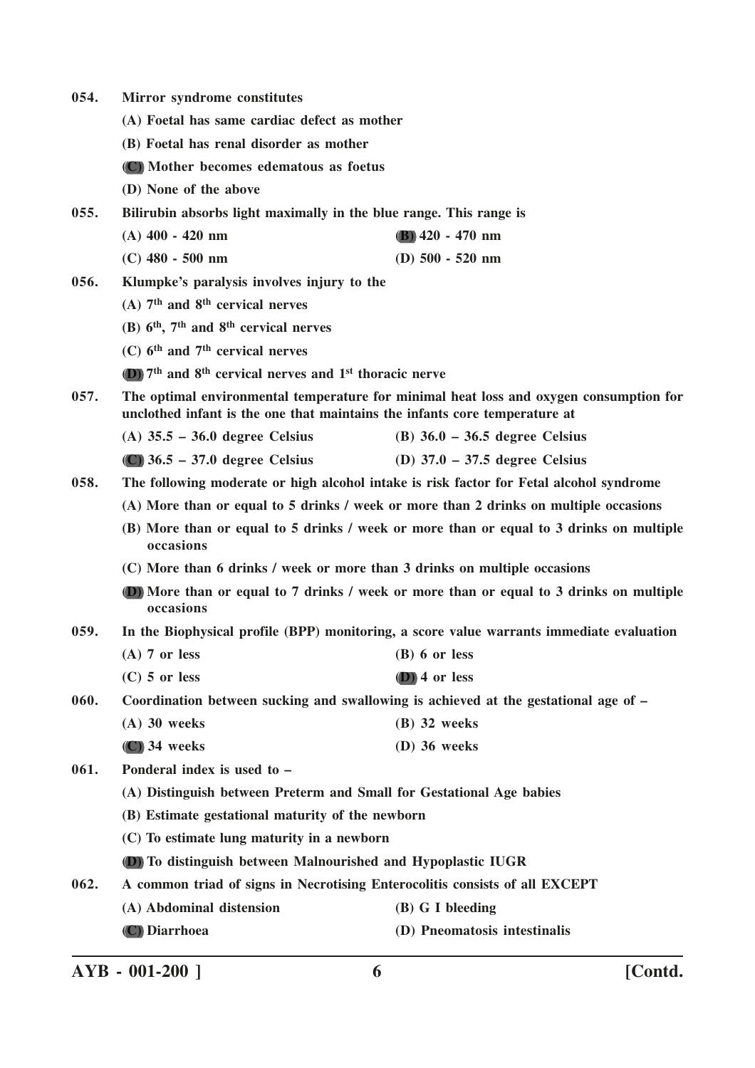**054. Mirror syndrome constitutes**

(A) Foetal has same cardiac defect as mother

(B) Foetal has renal disorder as mother

(C) Mother becomes edematous as foetus

(D) None of the above

**055. Bilirubin absorbs light maximally in the blue range. This range is**

(A) 400 - 420 nm

(B) 420 - 470 nm

(C) 480 - 500 nm

(D) 500 - 520 nm

**056. Klumpke's paralysis involves injury to the**

(A) 7th and 8th cervical nerves

(B) 6th, 7th and 8th cervical nerves

(C) 6th and 7th cervical nerves

(D) 7th and 8th cervical nerves and 1st thoracic nerve

**057. The optimal environmental temperature for minimal heat loss and oxygen consumption for unclothed infant is the one that maintains the infants core temperature at**

(A) 35.5 – 36.0 degree Celsius

(B) 36.0 – 36.5 degree Celsius

(C) 36.5 – 37.0 degree Celsius

(D) 37.0 – 37.5 degree Celsius

**058. The following moderate or high alcohol intake is risk factor for Fetal alcohol syndrome**

(A) More than or equal to 5 drinks / week or more than 2 drinks on multiple occasions

(B) More than or equal to 5 drinks / week or more than or equal to 3 drinks on multiple occasions

(C) More than 6 drinks / week or more than 3 drinks on multiple occasions

(D) More than or equal to 7 drinks / week or more than or equal to 3 drinks on multiple occasions

**059. In the Biophysical profile (BPP) monitoring, a score value warrants immediate evaluation**

(A) 7 or less

(B) 6 or less

(C) 5 or less

(D) 4 or less

**060. Coordination between sucking and swallowing is achieved at the gestational age of –**

(A) 30 weeks

(B) 32 weeks

(C) 34 weeks

(D) 36 weeks

**061. Ponderal index is used to –**

(A) Distinguish between Preterm and Small for Gestational Age babies

(B) Estimate gestational maturity of the newborn

(C) To estimate lung maturity in a newborn

(D) To distinguish between Malnourished and Hypoplastic IUGR

**062. A common triad of signs in Necrotising Enterocolitis consists of all EXCEPT**

(A) Abdominal distension

(B) G I bleeding

(C) Diarrhoea

(D) Pneomatosis intestinalis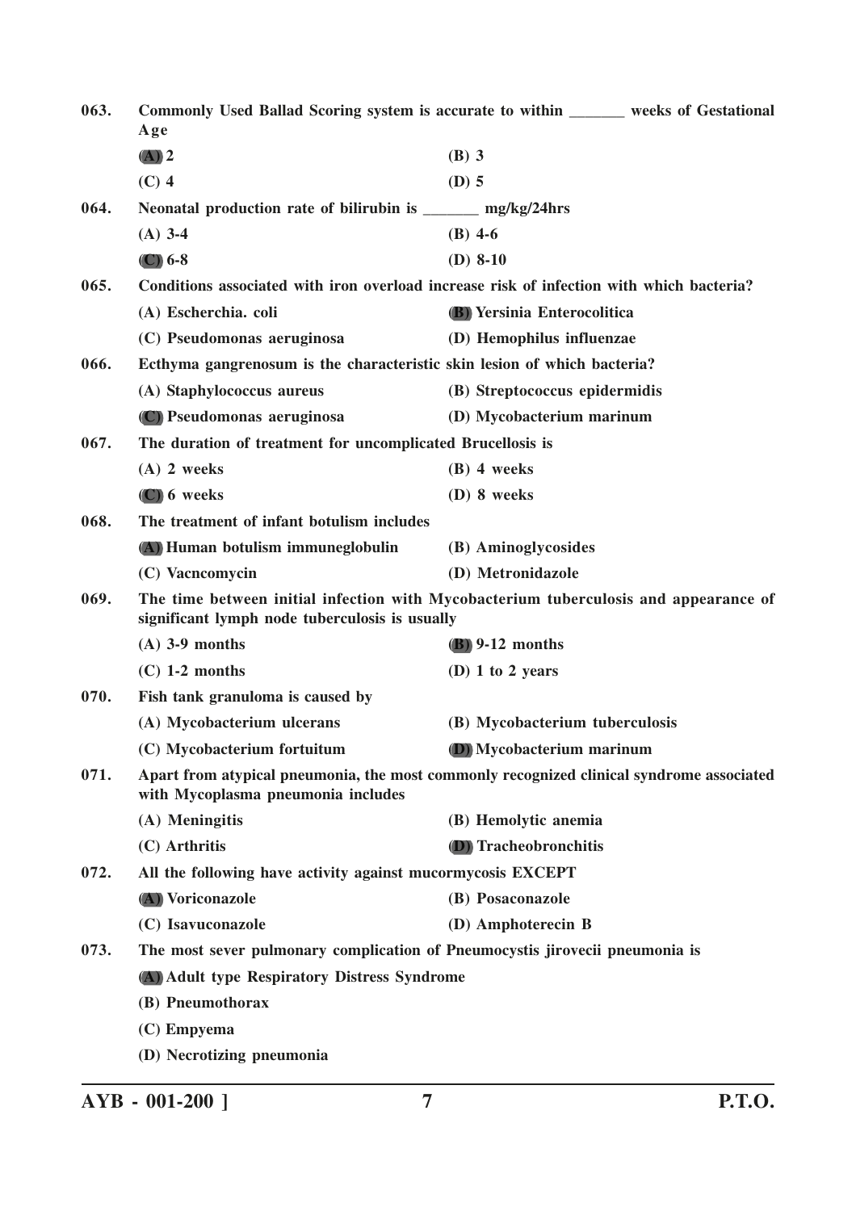**063. Commonly Used Ballad Scoring system is accurate to within _______ weeks of Gestational Age**

(A) 2 (B) 3

(C) 4 (D) 5

**064. Neonatal production rate of bilirubin is _______ mg/kg/24hrs**

(A) 3-4 (B) 4-6

(C) 6-8 (D) 8-10

**065. Conditions associated with iron overload increase risk of infection with which bacteria?**

(A) Escherchia. coli (B) Yersinia Enterocolitica

(C) Pseudomonas aeruginosa (D) Hemophilus influenzae

**066. Ecthyma gangrenosum is the characteristic skin lesion of which bacteria?**

(A) Staphylococcus aureus (B) Streptococcus epidermidis

(C) Pseudomonas aeruginosa (D) Mycobacterium marinum

**067. The duration of treatment for uncomplicated Brucellosis is**

(A) 2 weeks (B) 4 weeks

(C) 6 weeks (D) 8 weeks

**068. The treatment of infant botulism includes**

(A) Human botulism immuneglobulin (B) Aminoglycosides

(C) Vacncomycin (D) Metronidazole

**069. The time between initial infection with Mycobacterium tuberculosis and appearance of significant lymph node tuberculosis is usually**

(A) 3-9 months (B) 9-12 months

(C) 1-2 months (D) 1 to 2 years

**070. Fish tank granuloma is caused by**

(A) Mycobacterium ulcerans (B) Mycobacterium tuberculosis

(C) Mycobacterium fortuitum (D) Mycobacterium marinum

**071. Apart from atypical pneumonia, the most commonly recognized clinical syndrome associated with Mycoplasma pneumonia includes**

(A) Meningitis (B) Hemolytic anemia

(C) Arthritis (D) Tracheobronchitis

**072. All the following have activity against mucormycosis EXCEPT**

(A) Voriconazole (B) Posaconazole

(C) Isavuconazole (D) Amphoterecin B

**073. The most sever pulmonary complication of Pneumocystis jirovecii pneumonia is**

(A) Adult type Respiratory Distress Syndrome

(B) Pneumothorax

(C) Empyema

(D) Necrotizing pneumonia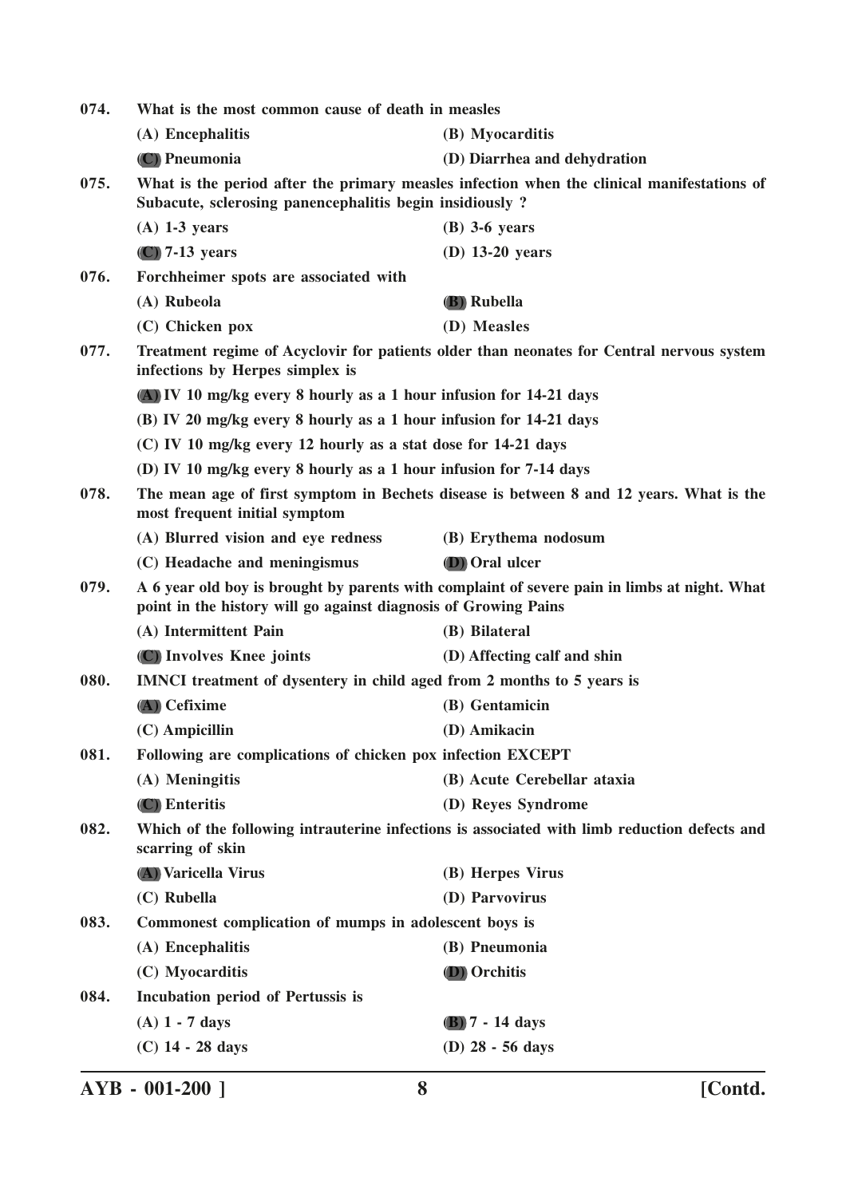**074.** What is the most common cause of death in measles

(A) Encephalitis

(B) Myocarditis

(C) Pneumonia

(D) Diarrhea and dehydration

**075.** What is the period after the primary measles infection when the clinical manifestations of Subacute, sclerosing panencephalitis begin insidiously ?

(A) 1-3 years

(B) 3-6 years

(C) 7-13 years

(D) 13-20 years

**076.** Forchheimer spots are associated with

(A) Rubeola

(B) Rubella

(C) Chicken pox

(D) Measles

**077.** Treatment regime of Acyclovir for patients older than neonates for Central nervous system infections by Herpes simplex is

(A) IV 10 mg/kg every 8 hourly as a 1 hour infusion for 14-21 days

(B) IV 20 mg/kg every 8 hourly as a 1 hour infusion for 14-21 days

(C) IV 10 mg/kg every 12 hourly as a stat dose for 14-21 days

(D) IV 10 mg/kg every 8 hourly as a 1 hour infusion for 7-14 days

**078.** The mean age of first symptom in Bechets disease is between 8 and 12 years. What is the most frequent initial symptom

(A) Blurred vision and eye redness

(B) Erythema nodosum

(C) Headache and meningismus

(D) Oral ulcer

**079.** A 6 year old boy is brought by parents with complaint of severe pain in limbs at night. What point in the history will go against diagnosis of Growing Pains

(A) Intermittent Pain

(B) Bilateral

(C) Involves Knee joints

(D) Affecting calf and shin

**080.** IMNCI treatment of dysentery in child aged from 2 months to 5 years is

(A) Cefixime

(B) Gentamicin

(C) Ampicillin

(D) Amikacin

**081.** Following are complications of chicken pox infection EXCEPT

(A) Meningitis

(B) Acute Cerebellar ataxia

(C) Enteritis

(D) Reyes Syndrome

**082.** Which of the following intrauterine infections is associated with limb reduction defects and scarring of skin

(A) Varicella Virus

(B) Herpes Virus

(C) Rubella

(D) Parvovirus

**083.** Commonest complication of mumps in adolescent boys is

(A) Encephalitis

(B) Pneumonia

(C) Myocarditis

(D) Orchitis

**084.** Incubation period of Pertussis is

(A) 1 - 7 days

(B) 7 - 14 days

(C) 14 - 28 days

(D) 28 - 56 days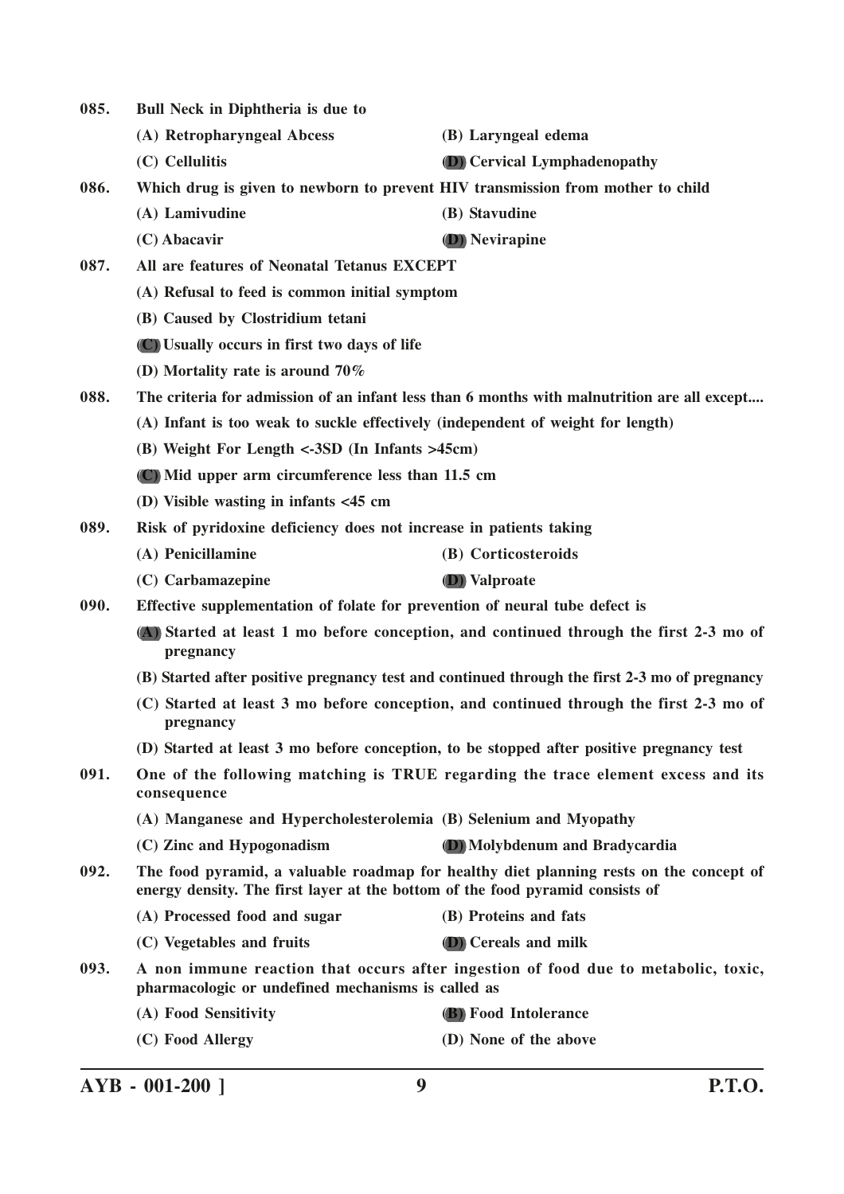**085. Bull Neck in Diphtheria is due to**

(A) Retropharyngeal Abcess

(B) Laryngeal edema

(C) Cellulitis

**(D)** Cervical Lymphadenopathy

**086. Which drug is given to newborn to prevent HIV transmission from mother to child**

(A) Lamivudine

(B) Stavudine

(C) Abacavir

**(D)** Nevirapine

**087. All are features of Neonatal Tetanus EXCEPT**

(A) Refusal to feed is common initial symptom

(B) Caused by Clostridium tetani

**(C)** Usually occurs in first two days of life

(D) Mortality rate is around 70%

**088. The criteria for admission of an infant less than 6 months with malnutrition are all except....**

(A) Infant is too weak to suckle effectively (independent of weight for length)

(B) Weight For Length <-3SD (In Infants >45cm)

**(C)** Mid upper arm circumference less than 11.5 cm

(D) Visible wasting in infants <45 cm

**089. Risk of pyridoxine deficiency does not increase in patients taking**

(A) Penicillamine

(B) Corticosteroids

(C) Carbamazepine

**(D)** Valproate

**090. Effective supplementation of folate for prevention of neural tube defect is**

**(A)** Started at least 1 mo before conception, and continued through the first 2-3 mo of pregnancy

(B) Started after positive pregnancy test and continued through the first 2-3 mo of pregnancy

(C) Started at least 3 mo before conception, and continued through the first 2-3 mo of pregnancy

(D) Started at least 3 mo before conception, to be stopped after positive pregnancy test

**091. One of the following matching is TRUE regarding the trace element excess and its consequence**

(A) Manganese and Hypercholesterolemia

(B) Selenium and Myopathy

(C) Zinc and Hypogonadism

**(D)** Molybdenum and Bradycardia

**092. The food pyramid, a valuable roadmap for healthy diet planning rests on the concept of energy density. The first layer at the bottom of the food pyramid consists of**

(A) Processed food and sugar

(B) Proteins and fats

(C) Vegetables and fruits

**(D)** Cereals and milk

**093. A non immune reaction that occurs after ingestion of food due to metabolic, toxic, pharmacologic or undefined mechanisms is called as**

(A) Food Sensitivity

**(B)** Food Intolerance

(C) Food Allergy

(D) None of the above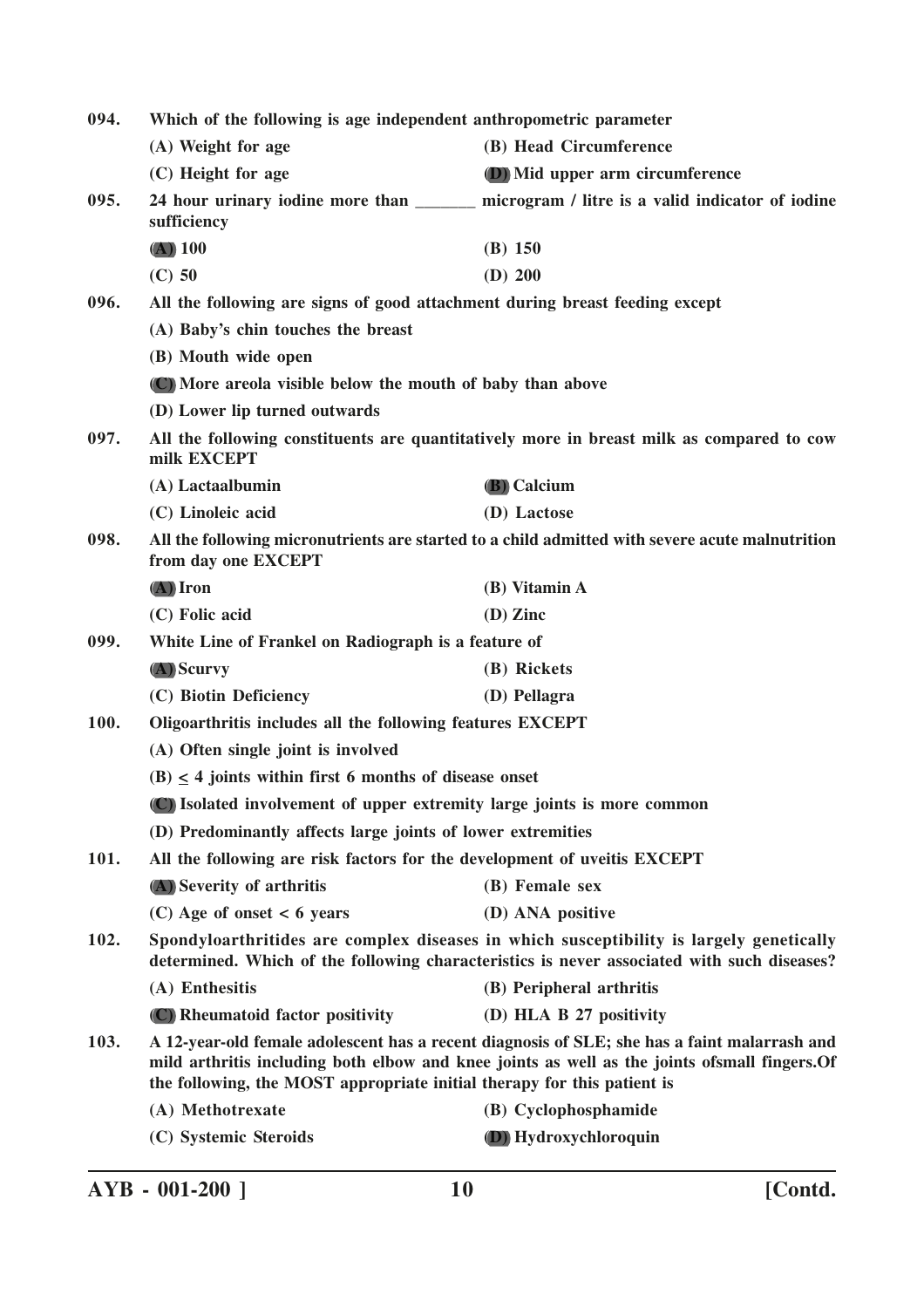094. **Which of the following is age independent anthropometric parameter**

(A) Weight for age (B) Head Circumference

(C) Height for age **(D)** Mid upper arm circumference

095. **24 hour urinary iodine more than _______ microgram / litre is a valid indicator of iodine sufficiency**

**(A)** 100 (B) 150

(C) 50 (D) 200

096. **All the following are signs of good attachment during breast feeding except**

(A) Baby's chin touches the breast

(B) Mouth wide open

**(C)** More areola visible below the mouth of baby than above

(D) Lower lip turned outwards

097. **All the following constituents are quantitatively more in breast milk as compared to cow milk EXCEPT**

(A) Lactaalbumin **(B)** Calcium

(C) Linoleic acid (D) Lactose

098. **All the following micronutrients are started to a child admitted with severe acute malnutrition from day one EXCEPT**

**(A)** Iron (B) Vitamin A

(C) Folic acid (D) Zinc

099. **White Line of Frankel on Radiograph is a feature of**

**(A)** Scurvy (B) Rickets

(C) Biotin Deficiency (D) Pellagra

100. **Oligoarthritis includes all the following features EXCEPT**

(A) Often single joint is involved

(B) $\leq$ 4 joints within first 6 months of disease onset

**(C)** Isolated involvement of upper extremity large joints is more common

(D) Predominantly affects large joints of lower extremities

101. **All the following are risk factors for the development of uveitis EXCEPT**

**(A)** Severity of arthritis (B) Female sex

(C) Age of onset < 6 years (D) ANA positive

102. **Spondyloarthritides are complex diseases in which susceptibility is largely genetically determined. Which of the following characteristics is never associated with such diseases?**

(A) Enthesitis (B) Peripheral arthritis

**(C)** Rheumatoid factor positivity (D) HLA B 27 positivity

103. **A 12-year-old female adolescent has a recent diagnosis of SLE; she has a faint malarrash and mild arthritis including both elbow and knee joints as well as the joints ofsmall fingers.Of the following, the MOST appropriate initial therapy for this patient is**

(A) Methotrexate (B) Cyclophosphamide

(C) Systemic Steroids **(D)** Hydroxychloroquin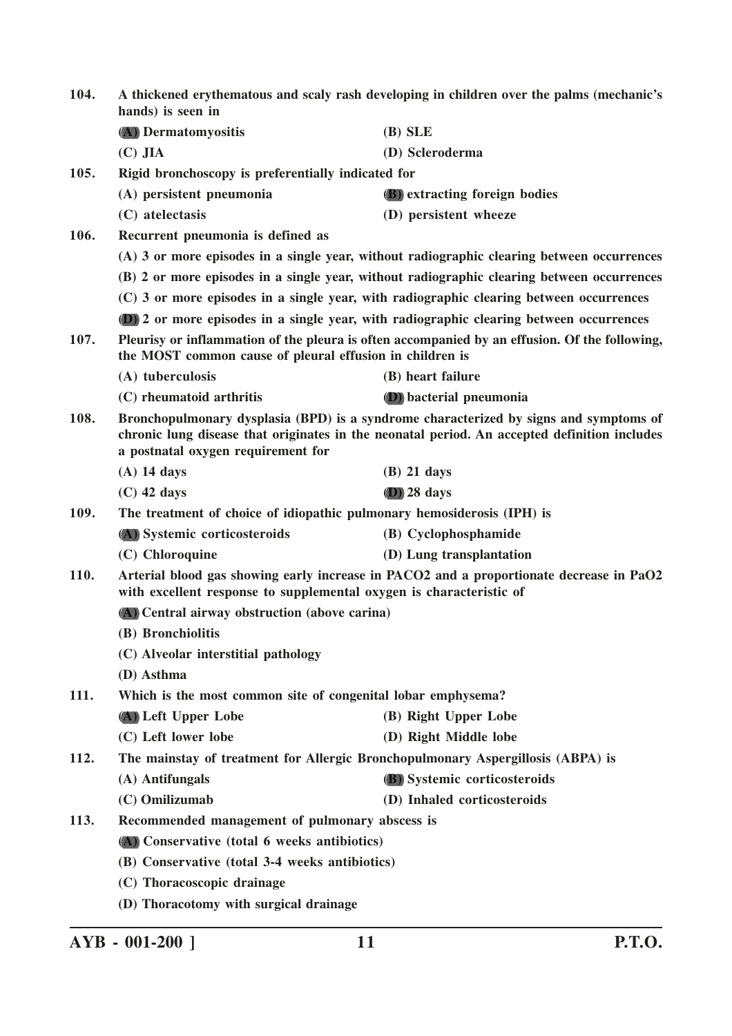104. A thickened erythematous and scaly rash developing in children over the palms (mechanic's hands) is seen in

(A) Dermatomyositis (B) SLE

(C) JIA (D) Scleroderma

105. Rigid bronchoscopy is preferentially indicated for

(A) persistent pneumonia (B) extracting foreign bodies

(C) atelectasis (D) persistent wheeze

106. Recurrent pneumonia is defined as

(A) 3 or more episodes in a single year, without radiographic clearing between occurrences

(B) 2 or more episodes in a single year, without radiographic clearing between occurrences

(C) 3 or more episodes in a single year, with radiographic clearing between occurrences

(D) 2 or more episodes in a single year, with radiographic clearing between occurrences

107. Pleurisy or inflammation of the pleura is often accompanied by an effusion. Of the following, the MOST common cause of pleural effusion in children is

(A) tuberculosis (B) heart failure

(C) rheumatoid arthritis (D) bacterial pneumonia

108. Bronchopulmonary dysplasia (BPD) is a syndrome characterized by signs and symptoms of chronic lung disease that originates in the neonatal period. An accepted definition includes a postnatal oxygen requirement for

(A) 14 days (B) 21 days

(C) 42 days (D) 28 days

109. The treatment of choice of idiopathic pulmonary hemosiderosis (IPH) is

(A) Systemic corticosteroids (B) Cyclophosphamide

(C) Chloroquine (D) Lung transplantation

110. Arterial blood gas showing early increase in PACO2 and a proportionate decrease in PaO2 with excellent response to supplemental oxygen is characteristic of

(A) Central airway obstruction (above carina)

(B) Bronchiolitis

(C) Alveolar interstitial pathology

(D) Asthma

111. Which is the most common site of congenital lobar emphysema?

(A) Left Upper Lobe (B) Right Upper Lobe

(C) Left lower lobe (D) Right Middle lobe

112. The mainstay of treatment for Allergic Bronchopulmonary Aspergillosis (ABPA) is

(A) Antifungals (B) Systemic corticosteroids

(C) Omilizumab (D) Inhaled corticosteroids

113. Recommended management of pulmonary abscess is

(A) Conservative (total 6 weeks antibiotics)

(B) Conservative (total 3-4 weeks antibiotics)

(C) Thoracoscopic drainage

(D) Thoracotomy with surgical drainage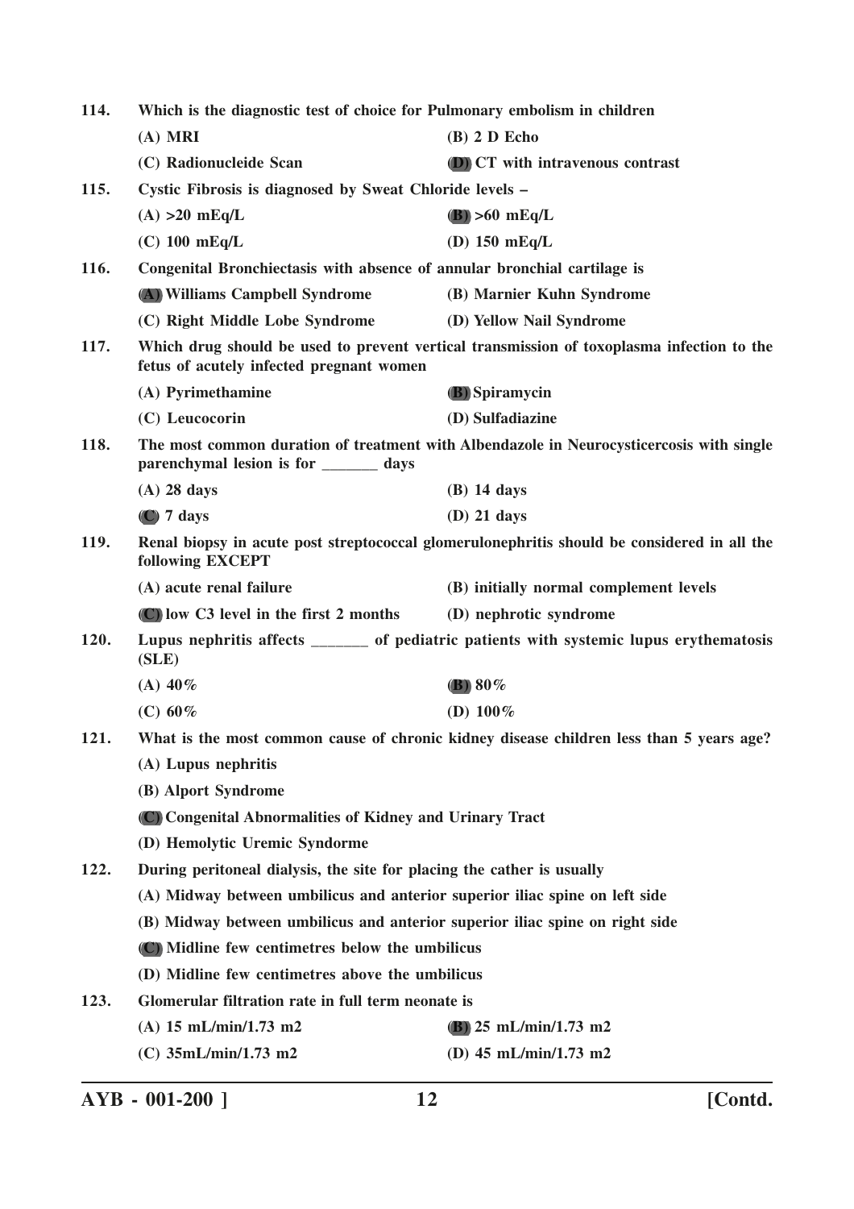114. Which is the diagnostic test of choice for Pulmonary embolism in children

(A) MRI
(B) 2 D Echo
(C) Radionucleide Scan
(D) CT with intravenous contrast

115. Cystic Fibrosis is diagnosed by Sweat Chloride levels –

(A) >20 mEq/L
(B) >60 mEq/L
(C) 100 mEq/L
(D) 150 mEq/L

116. Congenital Bronchiectasis with absence of annular bronchial cartilage is

(A) Williams Campbell Syndrome
(B) Marnier Kuhn Syndrome
(C) Right Middle Lobe Syndrome
(D) Yellow Nail Syndrome

117. Which drug should be used to prevent vertical transmission of toxoplasma infection to the fetus of acutely infected pregnant women

(A) Pyrimethamine
(B) Spiramycin
(C) Leucocorin
(D) Sulfadiazine

118. The most common duration of treatment with Albendazole in Neurocysticercosis with single parenchymal lesion is for _______ days

(A) 28 days
(B) 14 days
(C) 7 days
(D) 21 days

119. Renal biopsy in acute post streptococcal glomerulonephritis should be considered in all the following EXCEPT

(A) acute renal failure
(B) initially normal complement levels
(C) low C3 level in the first 2 months
(D) nephrotic syndrome

120. Lupus nephritis affects _______ of pediatric patients with systemic lupus erythematosis (SLE)

(A) 40%
(B) 80%
(C) 60%
(D) 100%

121. What is the most common cause of chronic kidney disease children less than 5 years age?

(A) Lupus nephritis
(B) Alport Syndrome
(C) Congenital Abnormalities of Kidney and Urinary Tract
(D) Hemolytic Uremic Syndorme

122. During peritoneal dialysis, the site for placing the cather is usually

(A) Midway between umbilicus and anterior superior iliac spine on left side
(B) Midway between umbilicus and anterior superior iliac spine on right side
(C) Midline few centimetres below the umbilicus
(D) Midline few centimetres above the umbilicus

123. Glomerular filtration rate in full term neonate is

(A) 15 mL/min/1.73 m2
(B) 25 mL/min/1.73 m2
(C) 35mL/min/1.73 m2
(D) 45 mL/min/1.73 m2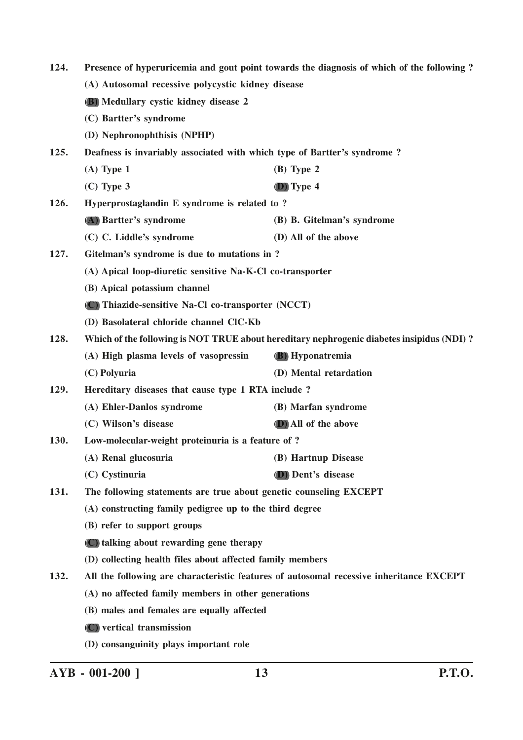**124. Presence of hyperuricemia and gout point towards the diagnosis of which of the following ?**

**(A) Autosomal recessive polycystic kidney disease**

**(B) Medullary cystic kidney disease 2**

**(C) Bartter's syndrome**

**(D) Nephronophthisis (NPHP)**

**125. Deafness is invariably associated with which type of Bartter's syndrome ?**

**(A) Type 1** **(B) Type 2**

**(C) Type 3** **(D) Type 4**

**126. Hyperprostaglandin E syndrome is related to ?**

**(A) Bartter's syndrome** **(B) B. Gitelman's syndrome**

**(C) C. Liddle's syndrome** **(D) All of the above**

**127. Gitelman's syndrome is due to mutations in ?**

**(A) Apical loop-diuretic sensitive Na-K-Cl co-transporter**

**(B) Apical potassium channel**

**(C) Thiazide-sensitive Na-Cl co-transporter (NCCT)**

**(D) Basolateral chloride channel ClC-Kb**

**128. Which of the following is NOT TRUE about hereditary nephrogenic diabetes insipidus (NDI) ?**

**(A) High plasma levels of vasopressin** **(B) Hyponatremia**

**(C) Polyuria** **(D) Mental retardation**

**129. Hereditary diseases that cause type 1 RTA include ?**

**(A) Ehler-Danlos syndrome** **(B) Marfan syndrome**

**(C) Wilson's disease** **(D) All of the above**

**130. Low-molecular-weight proteinuria is a feature of ?**

**(A) Renal glucosuria** **(B) Hartnup Disease**

**(C) Cystinuria** **(D) Dent's disease**

**131. The following statements are true about genetic counseling EXCEPT**

**(A) constructing family pedigree up to the third degree**

**(B) refer to support groups**

**(C) talking about rewarding gene therapy**

**(D) collecting health files about affected family members**

**132. All the following are characteristic features of autosomal recessive inheritance EXCEPT**

**(A) no affected family members in other generations**

**(B) males and females are equally affected**

**(C) vertical transmission**

**(D) consanguinity plays important role**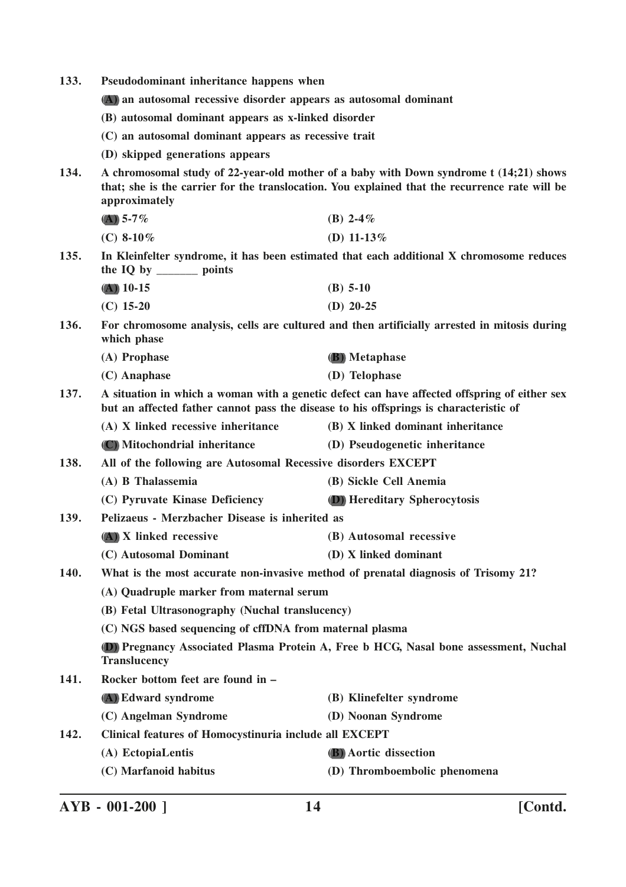133. **Pseudodominant inheritance happens when**

**(A) an autosomal recessive disorder appears as autosomal dominant**

**(B) autosomal dominant appears as x-linked disorder**

**(C) an autosomal dominant appears as recessive trait**

**(D) skipped generations appears**

134. **A chromosomal study of 22-year-old mother of a baby with Down syndrome t (14;21) shows that; she is the carrier for the translocation. You explained that the recurrence rate will be approximately**

**(A) 5-7%** **(B) 2-4%**

**(C) 8-10%** **(D) 11-13%**

135. **In Kleinfelter syndrome, it has been estimated that each additional X chromosome reduces the IQ by _______ points**

**(A) 10-15** **(B) 5-10**

**(C) 15-20** **(D) 20-25**

136. **For chromosome analysis, cells are cultured and then artificially arrested in mitosis during which phase**

**(A) Prophase** **(B) Metaphase**

**(C) Anaphase** **(D) Telophase**

137. **A situation in which a woman with a genetic defect can have affected offspring of either sex but an affected father cannot pass the disease to his offsprings is characteristic of**

**(A) X linked recessive inheritance** **(B) X linked dominant inheritance**

**(C) Mitochondrial inheritance** **(D) Pseudogenetic inheritance**

138. **All of the following are Autosomal Recessive disorders EXCEPT**

**(A) B Thalassemia** **(B) Sickle Cell Anemia**

**(C) Pyruvate Kinase Deficiency** **(D) Hereditary Spherocytosis**

139. **Pelizaeus - Merzbacher Disease is inherited as**

**(A) X linked recessive** **(B) Autosomal recessive**

**(C) Autosomal Dominant** **(D) X linked dominant**

140. **What is the most accurate non-invasive method of prenatal diagnosis of Trisomy 21?**

**(A) Quadruple marker from maternal serum**

**(B) Fetal Ultrasonography (Nuchal translucency)**

**(C) NGS based sequencing of cffDNA from maternal plasma**

**(D) Pregnancy Associated Plasma Protein A, Free b HCG, Nasal bone assessment, Nuchal Translucency**

141. **Rocker bottom feet are found in –**

**(A) Edward syndrome** **(B) Klinefelter syndrome**

**(C) Angelman Syndrome** **(D) Noonan Syndrome**

142. **Clinical features of Homocystinuria include all EXCEPT**

**(A) EctopiaLentis** **(B) Aortic dissection**

**(C) Marfanoid habitus** **(D) Thromboembolic phenomena**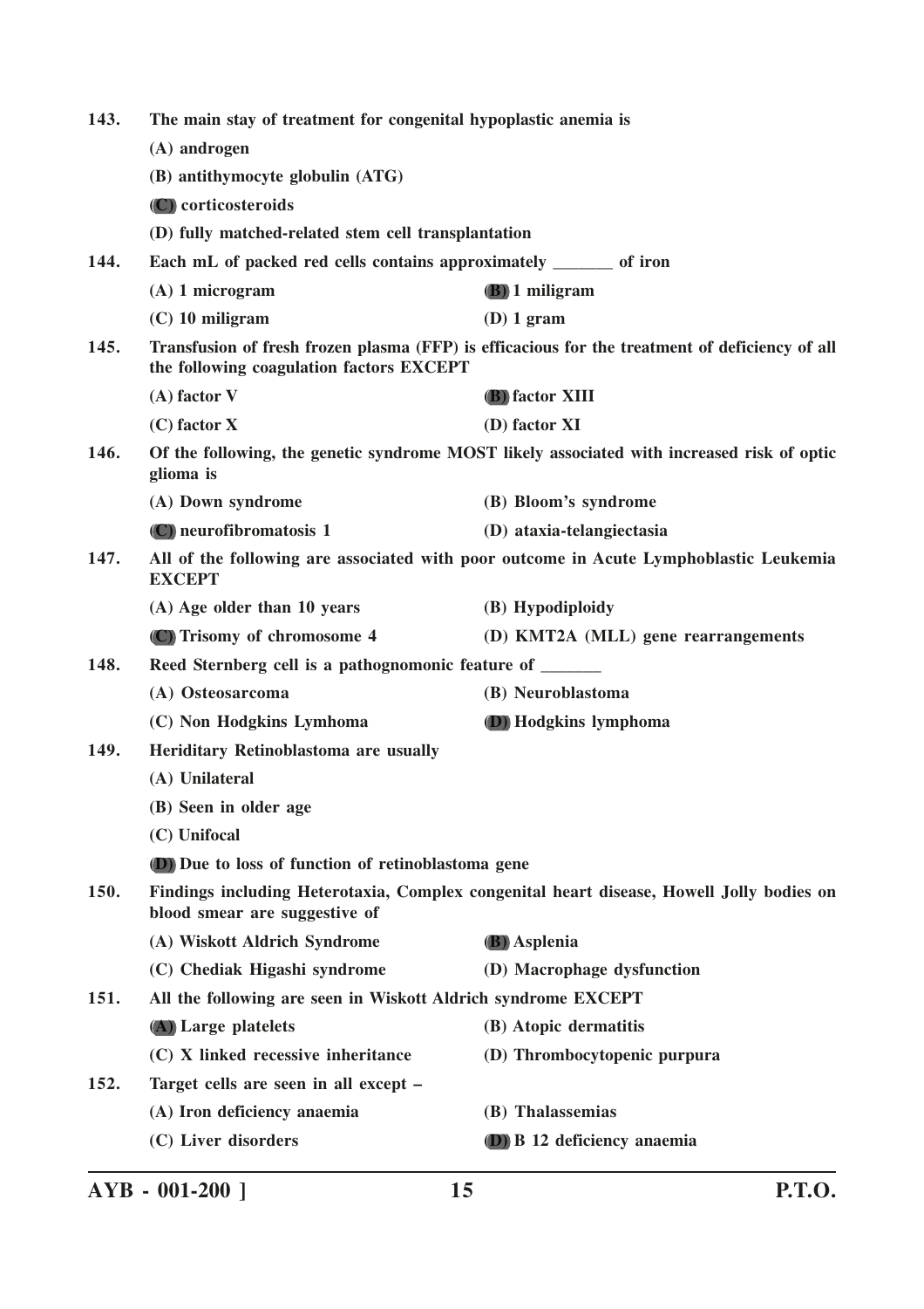143. The main stay of treatment for congenital hypoplastic anemia is

(A) androgen

(B) antithymocyte globulin (ATG)

**(C)** corticosteroids

(D) fully matched-related stem cell transplantation

144. Each mL of packed red cells contains approximately _______ of iron

(A) 1 microgram

**(B)** 1 miligram

(C) 10 miligram

(D) 1 gram

145. Transfusion of fresh frozen plasma (FFP) is efficacious for the treatment of deficiency of all the following coagulation factors EXCEPT

(A) factor V

**(B)** factor XIII

(C) factor X

(D) factor XI

146. Of the following, the genetic syndrome MOST likely associated with increased risk of optic glioma is

(A) Down syndrome

(B) Bloom's syndrome

**(C)** neurofibromatosis 1

(D) ataxia-telangiectasia

147. All of the following are associated with poor outcome in Acute Lymphoblastic Leukemia EXCEPT

(A) Age older than 10 years

(B) Hypodiploidy

**(C)** Trisomy of chromosome 4

(D) KMT2A (MLL) gene rearrangements

148. Reed Sternberg cell is a pathognomonic feature of _______

(A) Osteosarcoma

(B) Neuroblastoma

(C) Non Hodgkins Lymhoma

**(D)** Hodgkins lymphoma

149. Heriditary Retinoblastoma are usually

(A) Unilateral

(B) Seen in older age

(C) Unifocal

**(D)** Due to loss of function of retinoblastoma gene

150. Findings including Heterotaxia, Complex congenital heart disease, Howell Jolly bodies on blood smear are suggestive of

(A) Wiskott Aldrich Syndrome

**(B)** Asplenia

(C) Chediak Higashi syndrome

(D) Macrophage dysfunction

151. All the following are seen in Wiskott Aldrich syndrome EXCEPT

**(A)** Large platelets

(B) Atopic dermatitis

(C) X linked recessive inheritance

(D) Thrombocytopenic purpura

152. Target cells are seen in all except –

(A) Iron deficiency anaemia

(B) Thalassemias

(C) Liver disorders

**(D)** B 12 deficiency anaemia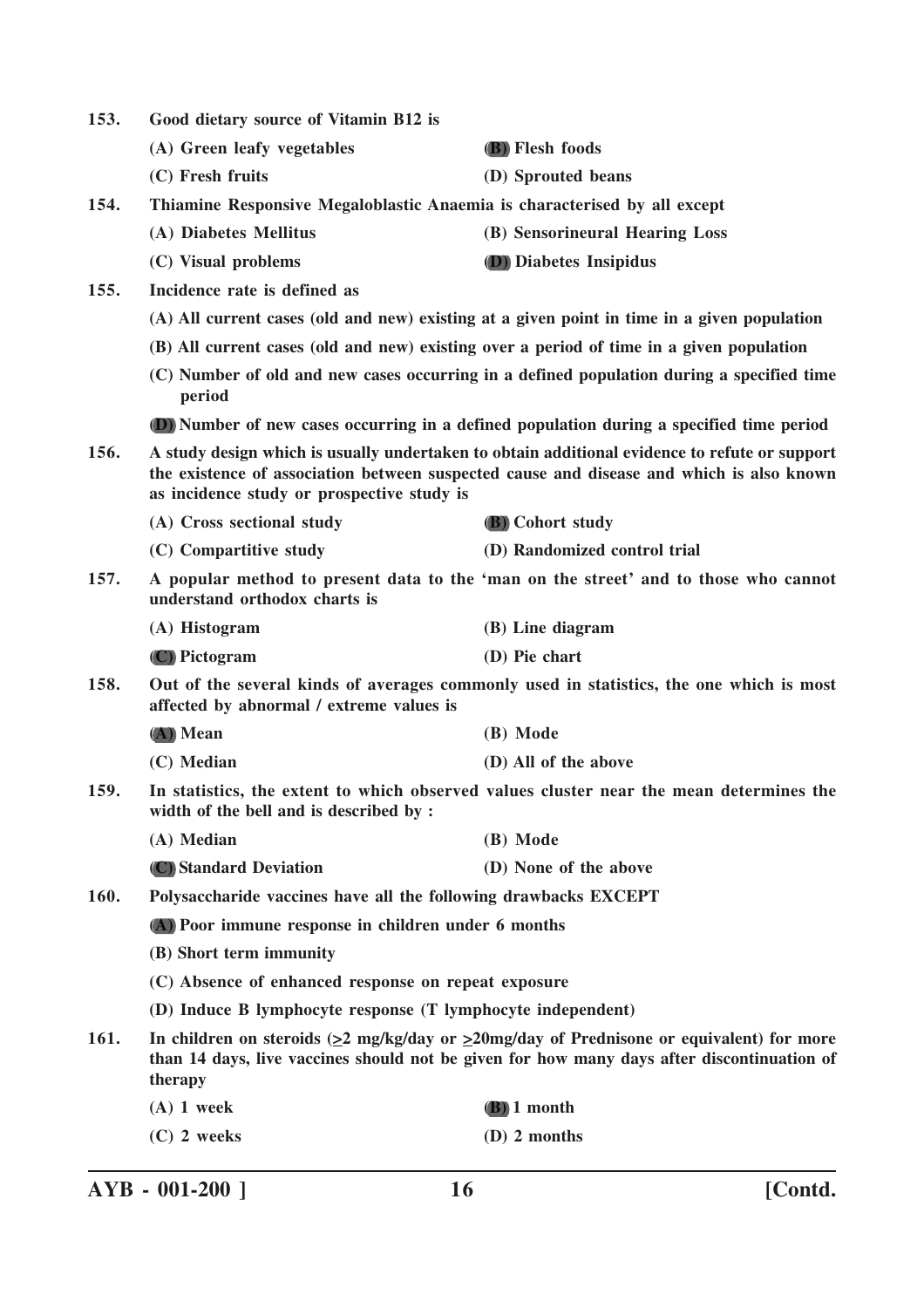**153. Good dietary source of Vitamin B12 is**

(A) Green leafy vegetables
**(B) Flesh foods**
(C) Fresh fruits
(D) Sprouted beans

**154. Thiamine Responsive Megaloblastic Anaemia is characterised by all except**

(A) Diabetes Mellitus
(B) Sensorineural Hearing Loss
(C) Visual problems
**(D) Diabetes Insipidus**

**155. Incidence rate is defined as**

(A) All current cases (old and new) existing at a given point in time in a given population
(B) All current cases (old and new) existing over a period of time in a given population
(C) Number of old and new cases occurring in a defined population during a specified time period
**(D) Number of new cases occurring in a defined population during a specified time period**

**156. A study design which is usually undertaken to obtain additional evidence to refute or support the existence of association between suspected cause and disease and which is also known as incidence study or prospective study is**

(A) Cross sectional study
**(B) Cohort study**
(C) Compartitive study
(D) Randomized control trial

**157. A popular method to present data to the 'man on the street' and to those who cannot understand orthodox charts is**

(A) Histogram
(B) Line diagram
**(C) Pictogram**
(D) Pie chart

**158. Out of the several kinds of averages commonly used in statistics, the one which is most affected by abnormal / extreme values is**

**(A) Mean**
(B) Mode
(C) Median
(D) All of the above

**159. In statistics, the extent to which observed values cluster near the mean determines the width of the bell and is described by :**

(A) Median
(B) Mode
**(C) Standard Deviation**
(D) None of the above

**160. Polysaccharide vaccines have all the following drawbacks EXCEPT**

**(A) Poor immune response in children under 6 months**
(B) Short term immunity
(C) Absence of enhanced response on repeat exposure
(D) Induce B lymphocyte response (T lymphocyte independent)

**161. In children on steroids ($\geq$2 mg/kg/day or $\geq$20mg/day of Prednisone or equivalent) for more than 14 days, live vaccines should not be given for how many days after discontinuation of therapy**

(A) 1 week
**(B) 1 month**
(C) 2 weeks
(D) 2 months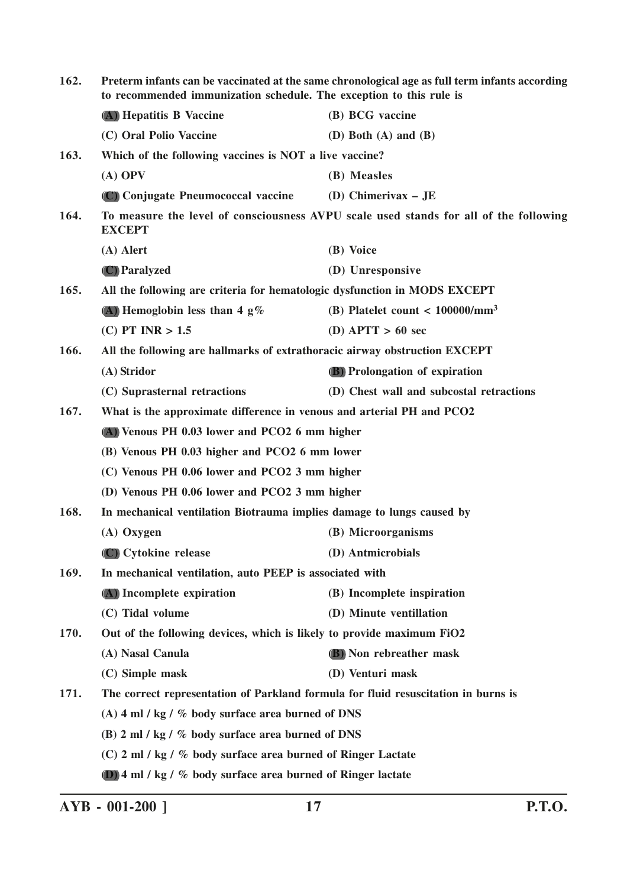162. Preterm infants can be vaccinated at the same chronological age as full term infants according to recommended immunization schedule. The exception to this rule is

(A) Hepatitis B Vaccine

(B) BCG vaccine

(C) Oral Polio Vaccine

(D) Both (A) and (B)

163. Which of the following vaccines is NOT a live vaccine?

(A) OPV

(B) Measles

(C) Conjugate Pneumococcal vaccine

(D) Chimerivax – JE

164. To measure the level of consciousness AVPU scale used stands for all of the following EXCEPT

(A) Alert

(B) Voice

(C) Paralyzed

(D) Unresponsive

165. All the following are criteria for hematologic dysfunction in MODS EXCEPT

(A) Hemoglobin less than 4 g%

(B) Platelet count < 100000/mm$^3$

(C) PT INR > 1.5

(D) APTT > 60 sec

166. All the following are hallmarks of extrathoracic airway obstruction EXCEPT

(A) Stridor

(B) Prolongation of expiration

(C) Suprasternal retractions

(D) Chest wall and subcostal retractions

167. What is the approximate difference in venous and arterial PH and PCO2

(A) Venous PH 0.03 lower and PCO2 6 mm higher

(B) Venous PH 0.03 higher and PCO2 6 mm lower

(C) Venous PH 0.06 lower and PCO2 3 mm higher

(D) Venous PH 0.06 lower and PCO2 3 mm higher

168. In mechanical ventilation Biotrauma implies damage to lungs caused by

(A) Oxygen

(B) Microorganisms

(C) Cytokine release

(D) Antmicrobials

169. In mechanical ventilation, auto PEEP is associated with

(A) Incomplete expiration

(B) Incomplete inspiration

(C) Tidal volume

(D) Minute ventillation

170. Out of the following devices, which is likely to provide maximum FiO2

(A) Nasal Canula

(B) Non rebreather mask

(C) Simple mask

(D) Venturi mask

171. The correct representation of Parkland formula for fluid resuscitation in burns is

(A) 4 ml / kg / % body surface area burned of DNS

(B) 2 ml / kg / % body surface area burned of DNS

(C) 2 ml / kg / % body surface area burned of Ringer Lactate

(D) 4 ml / kg / % body surface area burned of Ringer lactate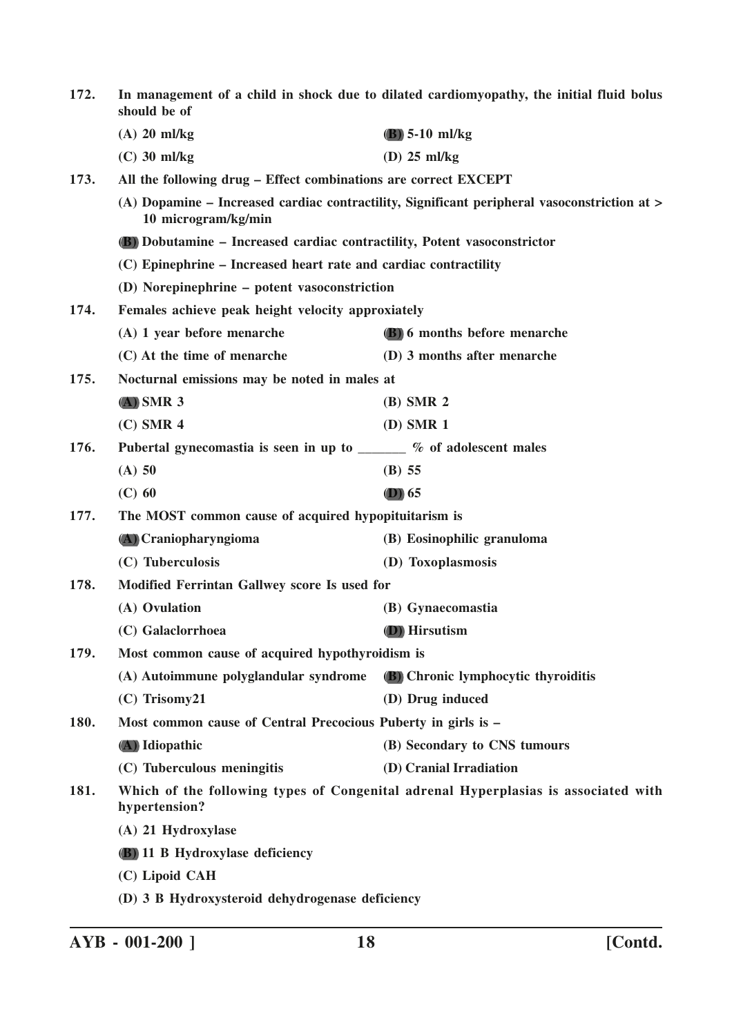**172. In management of a child in shock due to dilated cardiomyopathy, the initial fluid bolus should be of**

- **(A) 20 ml/kg**
- **(B) 5-10 ml/kg**
- **(C) 30 ml/kg**
- **(D) 25 ml/kg**

**173. All the following drug – Effect combinations are correct EXCEPT**

- **(A) Dopamine – Increased cardiac contractility, Significant peripheral vasoconstriction at > 10 microgram/kg/min**
- **(B) Dobutamine – Increased cardiac contractility, Potent vasoconstrictor**
- **(C) Epinephrine – Increased heart rate and cardiac contractility**
- **(D) Norepinephrine – potent vasoconstriction**

**174. Females achieve peak height velocity approxiately**

- **(A) 1 year before menarche**
- **(B) 6 months before menarche**
- **(C) At the time of menarche**
- **(D) 3 months after menarche**

**175. Nocturnal emissions may be noted in males at**

- **(A) SMR 3**
- **(B) SMR 2**
- **(C) SMR 4**
- **(D) SMR 1**

**176. Pubertal gynecomastia is seen in up to _______ % of adolescent males**

- **(A) 50**
- **(B) 55**
- **(C) 60**
- **(D) 65**

**177. The MOST common cause of acquired hypopituitarism is**

- **(A) Craniopharyngioma**
- **(B) Eosinophilic granuloma**
- **(C) Tuberculosis**
- **(D) Toxoplasmosis**

**178. Modified Ferrintan Gallwey score Is used for**

- **(A) Ovulation**
- **(B) Gynaecomastia**
- **(C) Galaclorrhoea**
- **(D) Hirsutism**

**179. Most common cause of acquired hypothyroidism is**

- **(A) Autoimmune polyglandular syndrome**
- **(B) Chronic lymphocytic thyroiditis**
- **(C) Trisomy21**
- **(D) Drug induced**

**180. Most common cause of Central Precocious Puberty in girls is –**

- **(A) Idiopathic**
- **(B) Secondary to CNS tumours**
- **(C) Tuberculous meningitis**
- **(D) Cranial Irradiation**

**181. Which of the following types of Congenital adrenal Hyperplasias is associated with hypertension?**

- **(A) 21 Hydroxylase**
- **(B) 11 B Hydroxylase deficiency**
- **(C) Lipoid CAH**
- **(D) 3 B Hydroxysteroid dehydrogenase deficiency**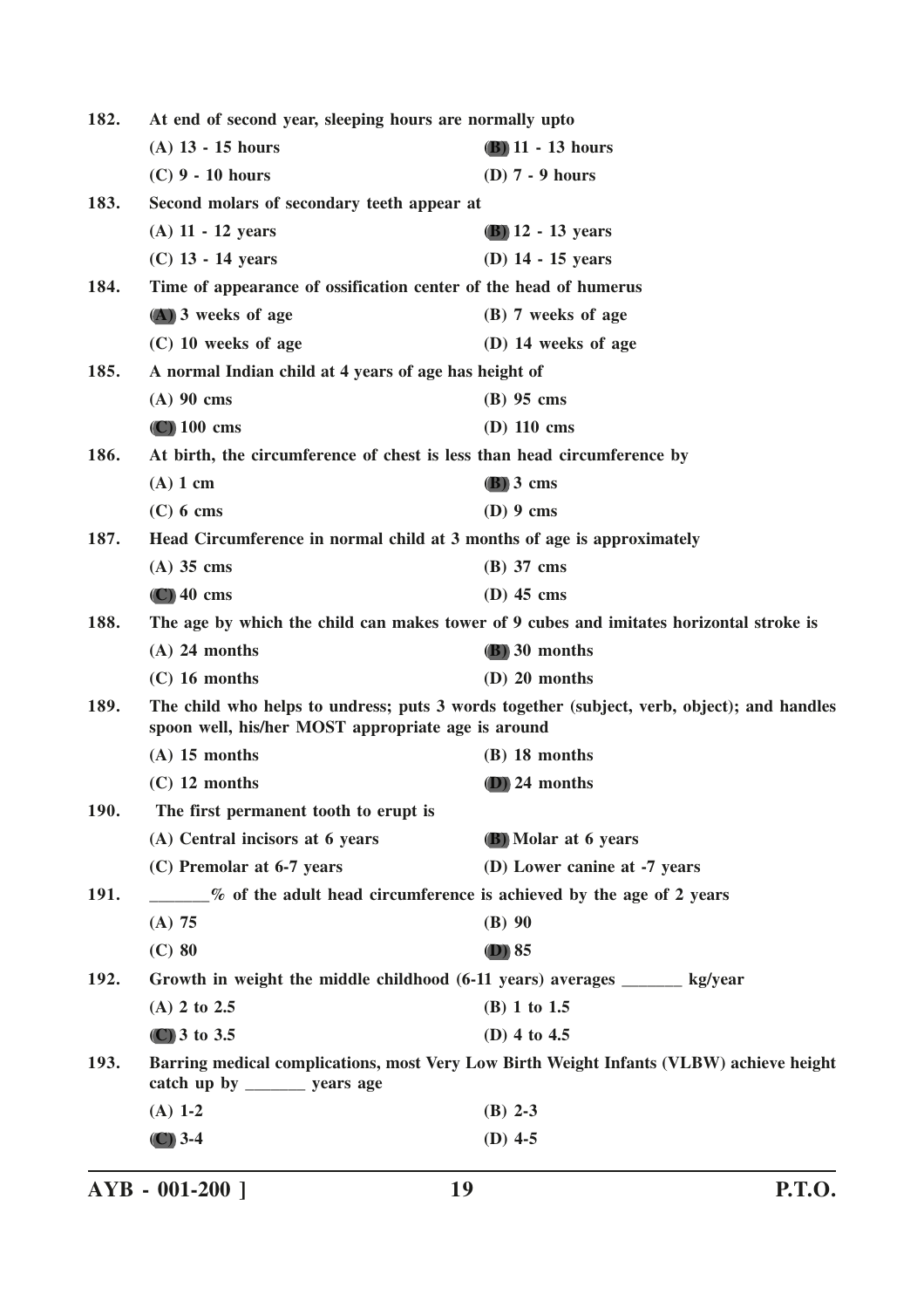182. At end of second year, sleeping hours are normally upto

(A) 13 - 15 hours
(B) 11 - 13 hours
(C) 9 - 10 hours
(D) 7 - 9 hours

183. Second molars of secondary teeth appear at

(A) 11 - 12 years
(B) 12 - 13 years
(C) 13 - 14 years
(D) 14 - 15 years

184. Time of appearance of ossification center of the head of humerus

(A) 3 weeks of age
(B) 7 weeks of age
(C) 10 weeks of age
(D) 14 weeks of age

185. A normal Indian child at 4 years of age has height of

(A) 90 cms
(B) 95 cms
(C) 100 cms
(D) 110 cms

186. At birth, the circumference of chest is less than head circumference by

(A) 1 cm
(B) 3 cms
(C) 6 cms
(D) 9 cms

187. Head Circumference in normal child at 3 months of age is approximately

(A) 35 cms
(B) 37 cms
(C) 40 cms
(D) 45 cms

188. The age by which the child can makes tower of 9 cubes and imitates horizontal stroke is

(A) 24 months
(B) 30 months
(C) 16 months
(D) 20 months

189. The child who helps to undress; puts 3 words together (subject, verb, object); and handles spoon well, his/her MOST appropriate age is around

(A) 15 months
(B) 18 months
(C) 12 months
(D) 24 months

190. The first permanent tooth to erupt is

(A) Central incisors at 6 years
(B) Molar at 6 years
(C) Premolar at 6-7 years
(D) Lower canine at -7 years

191. _______% of the adult head circumference is achieved by the age of 2 years

(A) 75
(B) 90
(C) 80
(D) 85

192. Growth in weight the middle childhood (6-11 years) averages _______ kg/year

(A) 2 to 2.5
(B) 1 to 1.5
(C) 3 to 3.5
(D) 4 to 4.5

193. Barring medical complications, most Very Low Birth Weight Infants (VLBW) achieve height catch up by _______ years age

(A) 1-2
(B) 2-3
(C) 3-4
(D) 4-5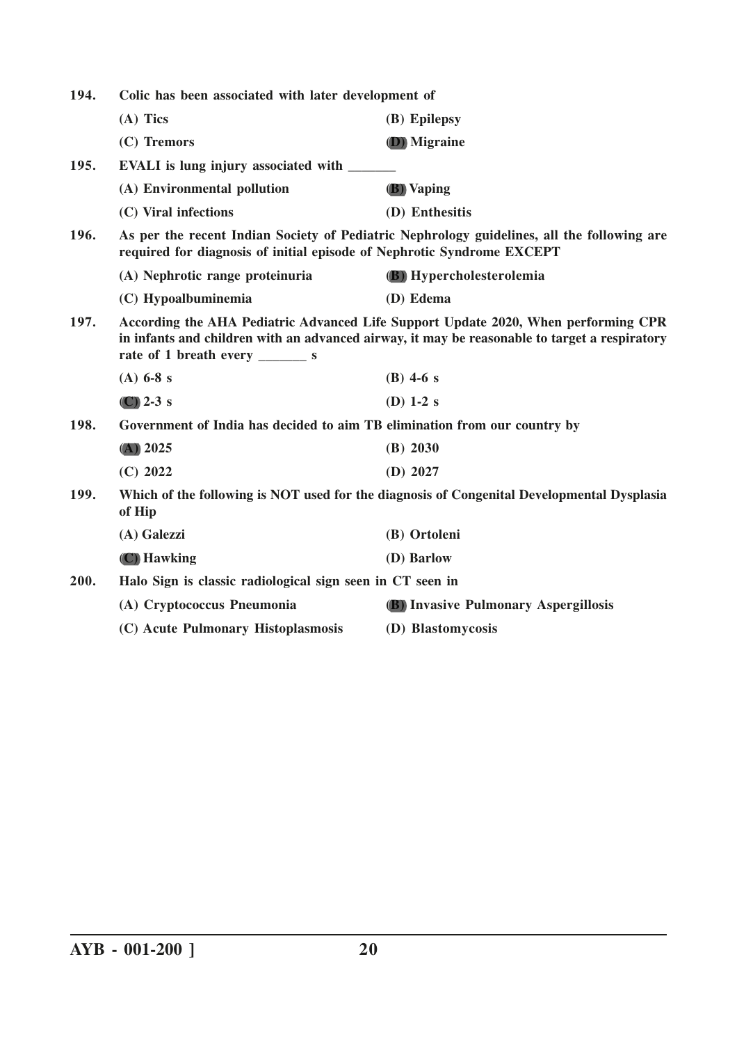**194. Colic has been associated with later development of**

(A) Tics (B) Epilepsy

(C) Tremors (D) Migraine

**195. EVALI is lung injury associated with _______**

(A) Environmental pollution (B) Vaping

(C) Viral infections (D) Enthesitis

**196. As per the recent Indian Society of Pediatric Nephrology guidelines, all the following are required for diagnosis of initial episode of Nephrotic Syndrome EXCEPT**

(A) Nephrotic range proteinuria (B) Hypercholesterolemia

(C) Hypoalbuminemia (D) Edema

**197. According the AHA Pediatric Advanced Life Support Update 2020, When performing CPR in infants and children with an advanced airway, it may be reasonable to target a respiratory rate of 1 breath every _______ s**

(A) 6-8 s (B) 4-6 s

(C) 2-3 s (D) 1-2 s

**198. Government of India has decided to aim TB elimination from our country by**

(A) 2025 (B) 2030

(C) 2022 (D) 2027

**199. Which of the following is NOT used for the diagnosis of Congenital Developmental Dysplasia of Hip**

(A) Galezzi (B) Ortoleni

(C) Hawking (D) Barlow

**200. Halo Sign is classic radiological sign seen in CT seen in**

(A) Cryptococcus Pneumonia (B) Invasive Pulmonary Aspergillosis

(C) Acute Pulmonary Histoplasmosis (D) Blastomycosis